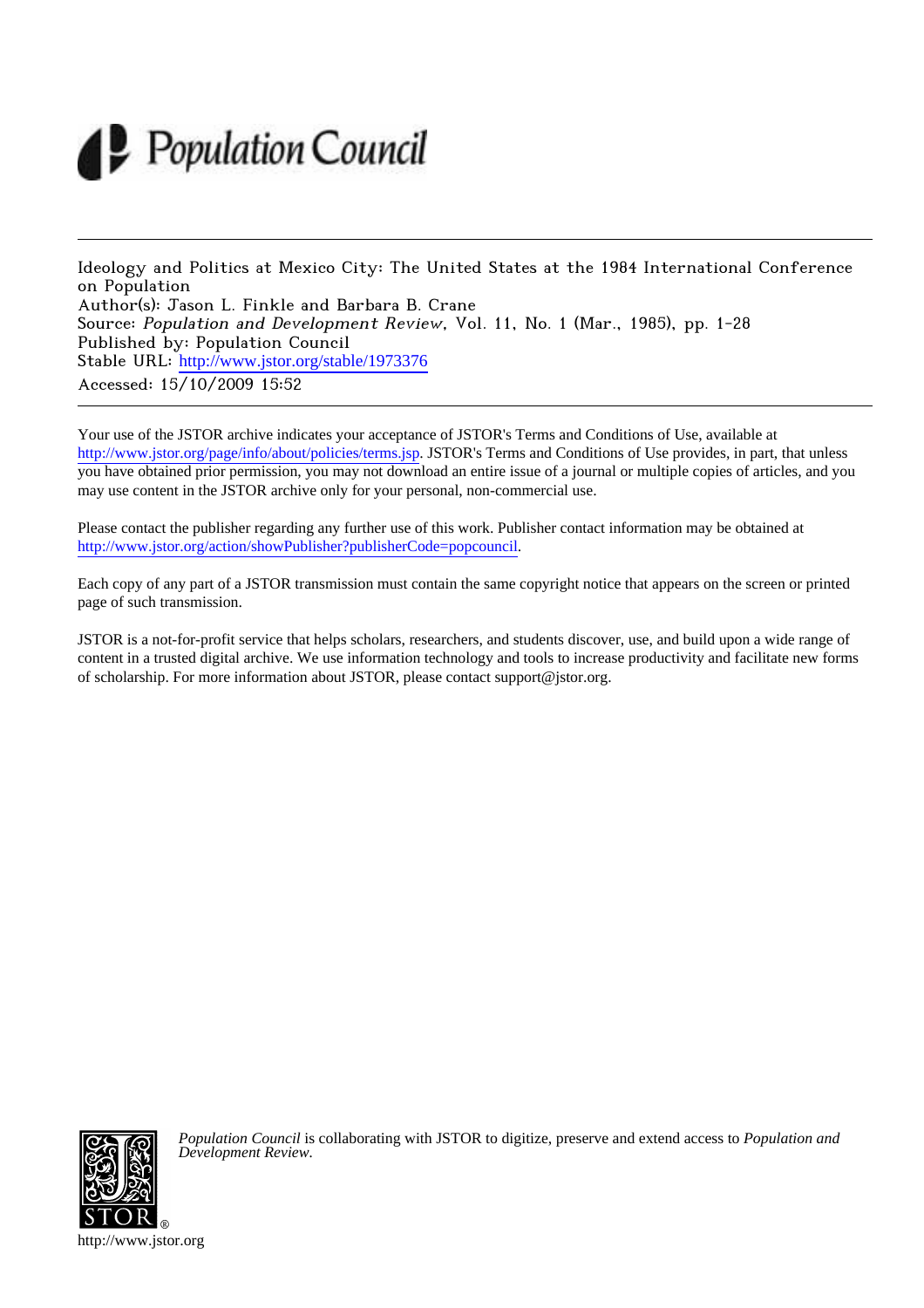Population Council

Ideology and Politics at Mexico City: The United States at the 1984 International Conference on Population
Author(s): Jason L. Finkle and Barbara B. Crane
Source: *Population and Development Review*, Vol. 11, No. 1 (Mar., 1985), pp. 1-28
Published by: Population Council
Stable URL: http://www.jstor.org/stable/1973376
Accessed: 15/10/2009 15:52

Your use of the JSTOR archive indicates your acceptance of JSTOR's Terms and Conditions of Use, available at http://www.jstor.org/page/info/about/policies/terms.jsp. JSTOR's Terms and Conditions of Use provides, in part, that unless you have obtained prior permission, you may not download an entire issue of a journal or multiple copies of articles, and you may use content in the JSTOR archive only for your personal, non-commercial use.

Please contact the publisher regarding any further use of this work. Publisher contact information may be obtained at http://www.jstor.org/action/showPublisher?publisherCode=popcouncil.

Each copy of any part of a JSTOR transmission must contain the same copyright notice that appears on the screen or printed page of such transmission.

JSTOR is a not-for-profit service that helps scholars, researchers, and students discover, use, and build upon a wide range of content in a trusted digital archive. We use information technology and tools to increase productivity and facilitate new forms of scholarship. For more information about JSTOR, please contact support@jstor.org.

*Population Council* is collaborating with JSTOR to digitize, preserve and extend access to *Population and Development Review.*

http://www.jstor.org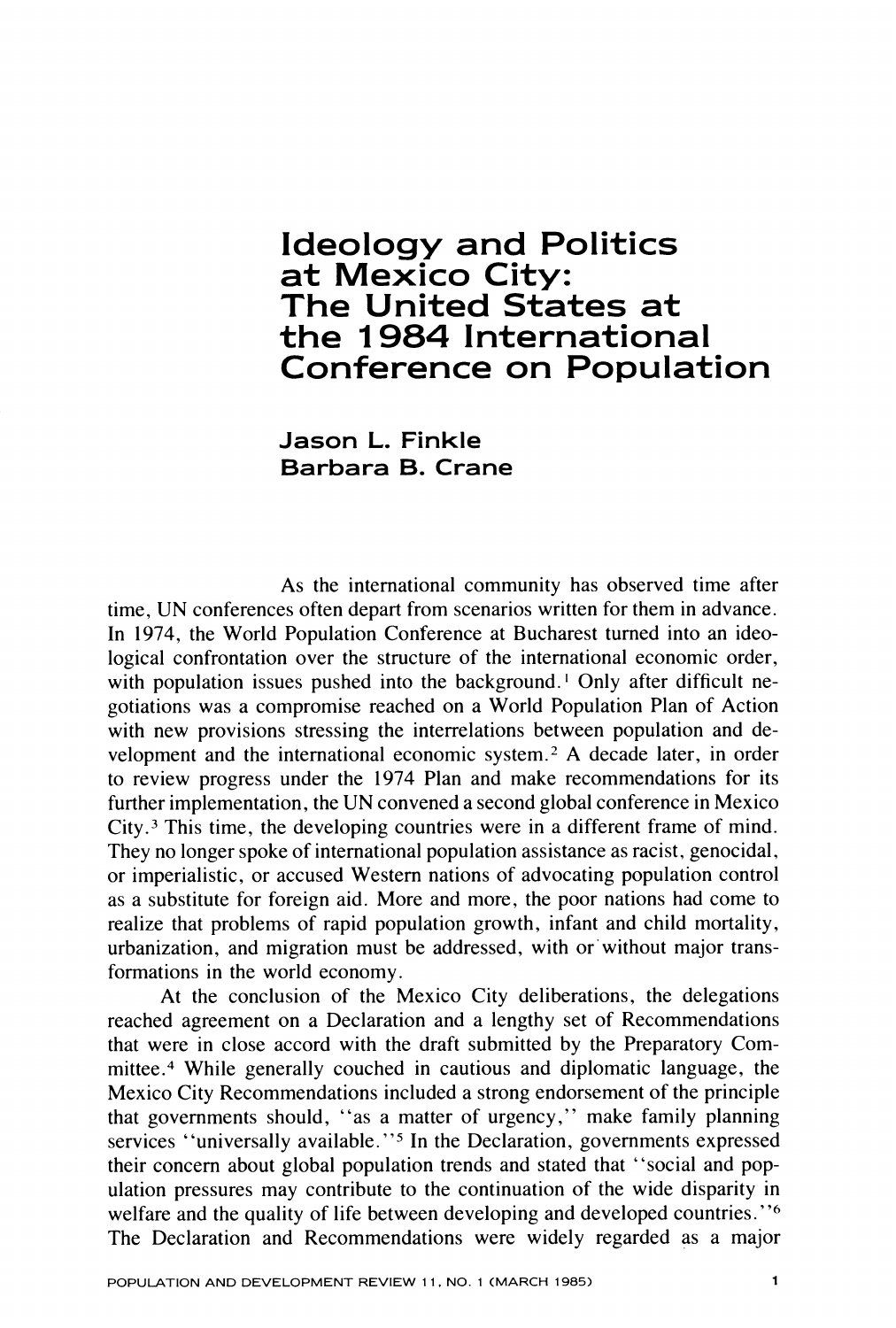# Ideology and Politics at Mexico City: The United States at the 1984 International Conference on Population

**Jason L. Finkle**
**Barbara B. Crane**

As the international community has observed time after time, UN conferences often depart from scenarios written for them in advance. In 1974, the World Population Conference at Bucharest turned into an ideological confrontation over the structure of the international economic order, with population issues pushed into the background.[1] Only after difficult negotiations was a compromise reached on a World Population Plan of Action with new provisions stressing the interrelations between population and development and the international economic system.[2] A decade later, in order to review progress under the 1974 Plan and make recommendations for its further implementation, the UN convened a second global conference in Mexico City.[3] This time, the developing countries were in a different frame of mind. They no longer spoke of international population assistance as racist, genocidal, or imperialistic, or accused Western nations of advocating population control as a substitute for foreign aid. More and more, the poor nations had come to realize that problems of rapid population growth, infant and child mortality, urbanization, and migration must be addressed, with or without major transformations in the world economy.

At the conclusion of the Mexico City deliberations, the delegations reached agreement on a Declaration and a lengthy set of Recommendations that were in close accord with the draft submitted by the Preparatory Committee.[4] While generally couched in cautious and diplomatic language, the Mexico City Recommendations included a strong endorsement of the principle that governments should, "as a matter of urgency," make family planning services "universally available."[5] In the Declaration, governments expressed their concern about global population trends and stated that "social and population pressures may contribute to the continuation of the wide disparity in welfare and the quality of life between developing and developed countries."[6] The Declaration and Recommendations were widely regarded as a major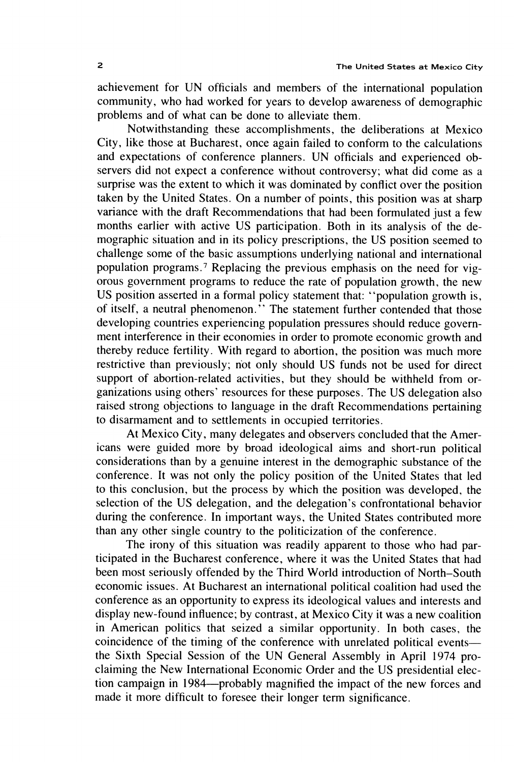achievement for UN officials and members of the international population community, who had worked for years to develop awareness of demographic problems and of what can be done to alleviate them.

Notwithstanding these accomplishments, the deliberations at Mexico City, like those at Bucharest, once again failed to conform to the calculations and expectations of conference planners. UN officials and experienced observers did not expect a conference without controversy; what did come as a surprise was the extent to which it was dominated by conflict over the position taken by the United States. On a number of points, this position was at sharp variance with the draft Recommendations that had been formulated just a few months earlier with active US participation. Both in its analysis of the demographic situation and in its policy prescriptions, the US position seemed to challenge some of the basic assumptions underlying national and international population programs.[7] Replacing the previous emphasis on the need for vigorous government programs to reduce the rate of population growth, the new US position asserted in a formal policy statement that: "population growth is, of itself, a neutral phenomenon." The statement further contended that those developing countries experiencing population pressures should reduce government interference in their economies in order to promote economic growth and thereby reduce fertility. With regard to abortion, the position was much more restrictive than previously; not only should US funds not be used for direct support of abortion-related activities, but they should be withheld from organizations using others' resources for these purposes. The US delegation also raised strong objections to language in the draft Recommendations pertaining to disarmament and to settlements in occupied territories.

At Mexico City, many delegates and observers concluded that the Americans were guided more by broad ideological aims and short-run political considerations than by a genuine interest in the demographic substance of the conference. It was not only the policy position of the United States that led to this conclusion, but the process by which the position was developed, the selection of the US delegation, and the delegation's confrontational behavior during the conference. In important ways, the United States contributed more than any other single country to the politicization of the conference.

The irony of this situation was readily apparent to those who had participated in the Bucharest conference, where it was the United States that had been most seriously offended by the Third World introduction of North–South economic issues. At Bucharest an international political coalition had used the conference as an opportunity to express its ideological values and interests and display new-found influence; by contrast, at Mexico City it was a new coalition in American politics that seized a similar opportunity. In both cases, the coincidence of the timing of the conference with unrelated political events—the Sixth Special Session of the UN General Assembly in April 1974 proclaiming the New International Economic Order and the US presidential election campaign in 1984—probably magnified the impact of the new forces and made it more difficult to foresee their longer term significance.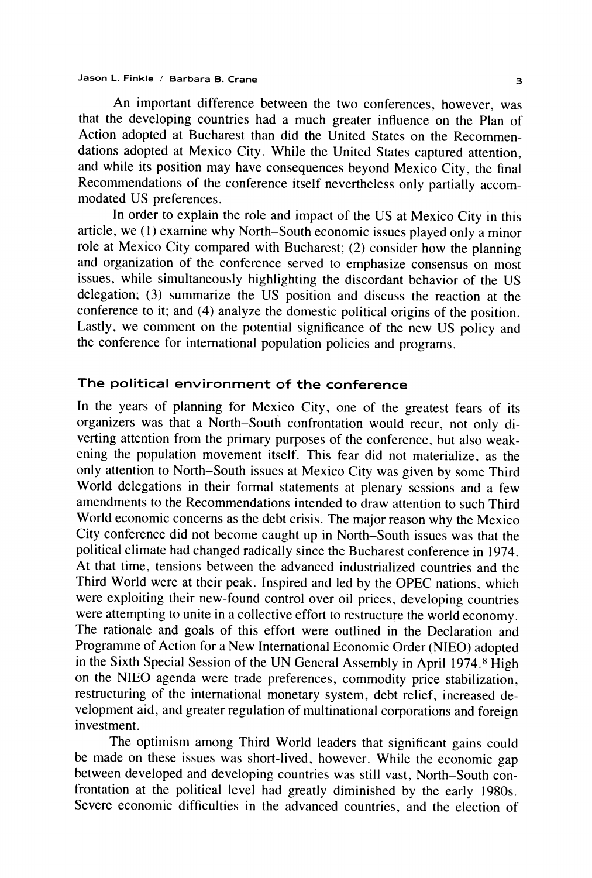An important difference between the two conferences, however, was that the developing countries had a much greater influence on the Plan of Action adopted at Bucharest than did the United States on the Recommendations adopted at Mexico City. While the United States captured attention, and while its position may have consequences beyond Mexico City, the final Recommendations of the conference itself nevertheless only partially accommodated US preferences.

In order to explain the role and impact of the US at Mexico City in this article, we (1) examine why North–South economic issues played only a minor role at Mexico City compared with Bucharest; (2) consider how the planning and organization of the conference served to emphasize consensus on most issues, while simultaneously highlighting the discordant behavior of the US delegation; (3) summarize the US position and discuss the reaction at the conference to it; and (4) analyze the domestic political origins of the position. Lastly, we comment on the potential significance of the new US policy and the conference for international population policies and programs.

## The political environment of the conference

In the years of planning for Mexico City, one of the greatest fears of its organizers was that a North–South confrontation would recur, not only diverting attention from the primary purposes of the conference, but also weakening the population movement itself. This fear did not materialize, as the only attention to North–South issues at Mexico City was given by some Third World delegations in their formal statements at plenary sessions and a few amendments to the Recommendations intended to draw attention to such Third World economic concerns as the debt crisis. The major reason why the Mexico City conference did not become caught up in North–South issues was that the political climate had changed radically since the Bucharest conference in 1974. At that time, tensions between the advanced industrialized countries and the Third World were at their peak. Inspired and led by the OPEC nations, which were exploiting their new-found control over oil prices, developing countries were attempting to unite in a collective effort to restructure the world economy. The rationale and goals of this effort were outlined in the Declaration and Programme of Action for a New International Economic Order (NIEO) adopted in the Sixth Special Session of the UN General Assembly in April 1974.[8] High on the NIEO agenda were trade preferences, commodity price stabilization, restructuring of the international monetary system, debt relief, increased development aid, and greater regulation of multinational corporations and foreign investment.

The optimism among Third World leaders that significant gains could be made on these issues was short-lived, however. While the economic gap between developed and developing countries was still vast, North–South confrontation at the political level had greatly diminished by the early 1980s. Severe economic difficulties in the advanced countries, and the election of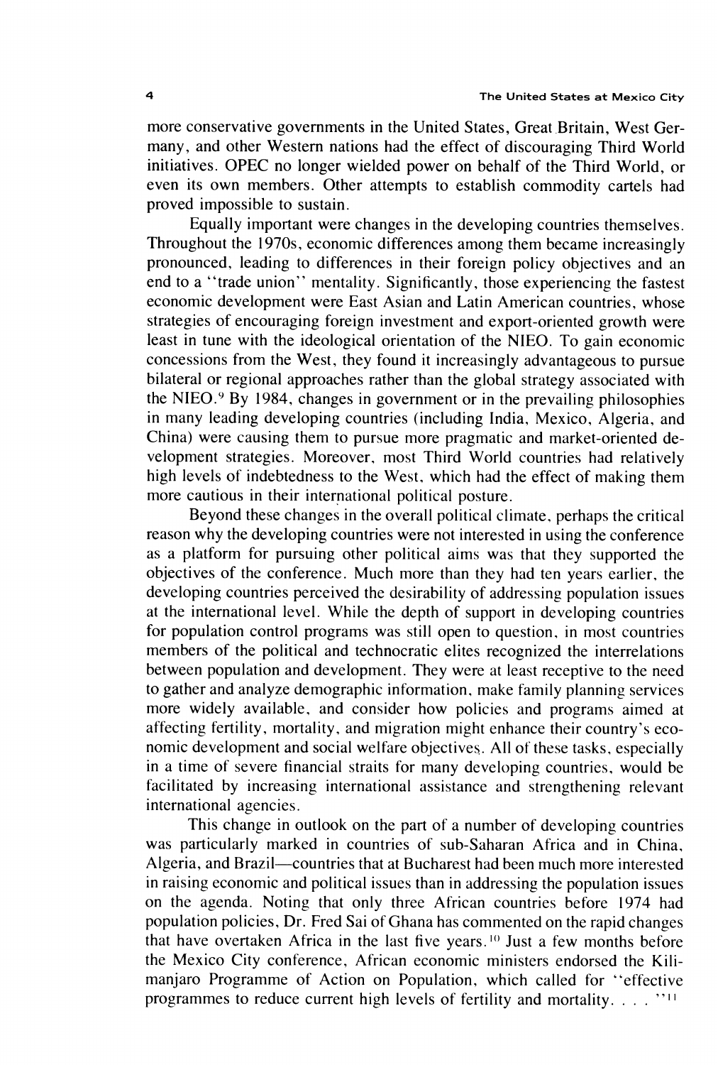more conservative governments in the United States, Great Britain, West Germany, and other Western nations had the effect of discouraging Third World initiatives. OPEC no longer wielded power on behalf of the Third World, or even its own members. Other attempts to establish commodity cartels had proved impossible to sustain.

Equally important were changes in the developing countries themselves. Throughout the 1970s, economic differences among them became increasingly pronounced, leading to differences in their foreign policy objectives and an end to a "trade union" mentality. Significantly, those experiencing the fastest economic development were East Asian and Latin American countries, whose strategies of encouraging foreign investment and export-oriented growth were least in tune with the ideological orientation of the NIEO. To gain economic concessions from the West, they found it increasingly advantageous to pursue bilateral or regional approaches rather than the global strategy associated with the NIEO.[9] By 1984, changes in government or in the prevailing philosophies in many leading developing countries (including India, Mexico, Algeria, and China) were causing them to pursue more pragmatic and market-oriented development strategies. Moreover, most Third World countries had relatively high levels of indebtedness to the West, which had the effect of making them more cautious in their international political posture.

Beyond these changes in the overall political climate, perhaps the critical reason why the developing countries were not interested in using the conference as a platform for pursuing other political aims was that they supported the objectives of the conference. Much more than they had ten years earlier, the developing countries perceived the desirability of addressing population issues at the international level. While the depth of support in developing countries for population control programs was still open to question, in most countries members of the political and technocratic elites recognized the interrelations between population and development. They were at least receptive to the need to gather and analyze demographic information, make family planning services more widely available, and consider how policies and programs aimed at affecting fertility, mortality, and migration might enhance their country's economic development and social welfare objectives. All of these tasks, especially in a time of severe financial straits for many developing countries, would be facilitated by increasing international assistance and strengthening relevant international agencies.

This change in outlook on the part of a number of developing countries was particularly marked in countries of sub-Saharan Africa and in China, Algeria, and Brazil—countries that at Bucharest had been much more interested in raising economic and political issues than in addressing the population issues on the agenda. Noting that only three African countries before 1974 had population policies, Dr. Fred Sai of Ghana has commented on the rapid changes that have overtaken Africa in the last five years.[10] Just a few months before the Mexico City conference, African economic ministers endorsed the Kilimanjaro Programme of Action on Population, which called for "effective programmes to reduce current high levels of fertility and mortality. . . ."[11]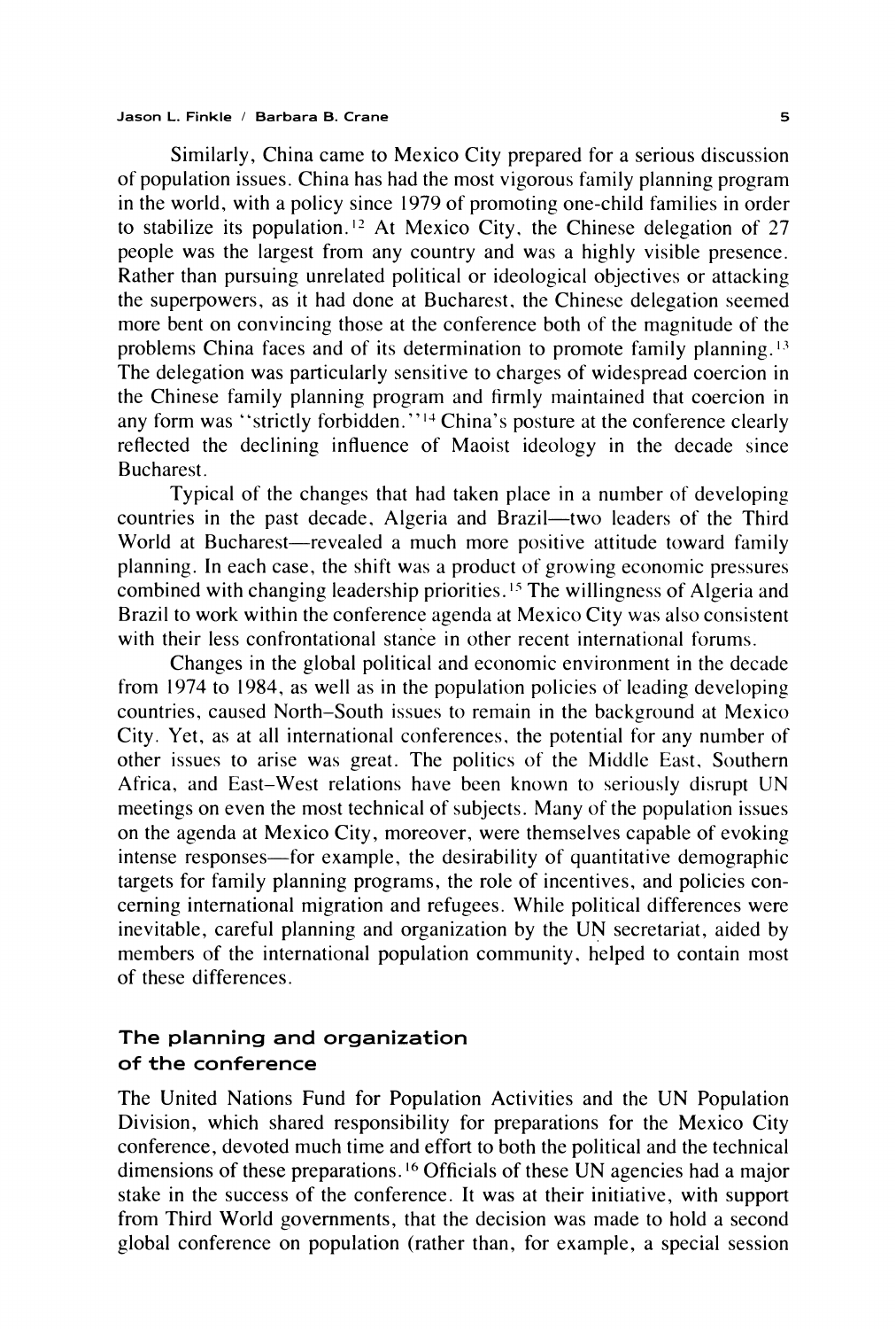Similarly, China came to Mexico City prepared for a serious discussion of population issues. China has had the most vigorous family planning program in the world, with a policy since 1979 of promoting one-child families in order to stabilize its population.[12] At Mexico City, the Chinese delegation of 27 people was the largest from any country and was a highly visible presence. Rather than pursuing unrelated political or ideological objectives or attacking the superpowers, as it had done at Bucharest, the Chinese delegation seemed more bent on convincing those at the conference both of the magnitude of the problems China faces and of its determination to promote family planning.[13] The delegation was particularly sensitive to charges of widespread coercion in the Chinese family planning program and firmly maintained that coercion in any form was "strictly forbidden."[14] China's posture at the conference clearly reflected the declining influence of Maoist ideology in the decade since Bucharest.

Typical of the changes that had taken place in a number of developing countries in the past decade, Algeria and Brazil—two leaders of the Third World at Bucharest—revealed a much more positive attitude toward family planning. In each case, the shift was a product of growing economic pressures combined with changing leadership priorities.[15] The willingness of Algeria and Brazil to work within the conference agenda at Mexico City was also consistent with their less confrontational stance in other recent international forums.

Changes in the global political and economic environment in the decade from 1974 to 1984, as well as in the population policies of leading developing countries, caused North–South issues to remain in the background at Mexico City. Yet, as at all international conferences, the potential for any number of other issues to arise was great. The politics of the Middle East, Southern Africa, and East–West relations have been known to seriously disrupt UN meetings on even the most technical of subjects. Many of the population issues on the agenda at Mexico City, moreover, were themselves capable of evoking intense responses—for example, the desirability of quantitative demographic targets for family planning programs, the role of incentives, and policies concerning international migration and refugees. While political differences were inevitable, careful planning and organization by the UN secretariat, aided by members of the international population community, helped to contain most of these differences.

## The planning and organization of the conference

The United Nations Fund for Population Activities and the UN Population Division, which shared responsibility for preparations for the Mexico City conference, devoted much time and effort to both the political and the technical dimensions of these preparations.[16] Officials of these UN agencies had a major stake in the success of the conference. It was at their initiative, with support from Third World governments, that the decision was made to hold a second global conference on population (rather than, for example, a special session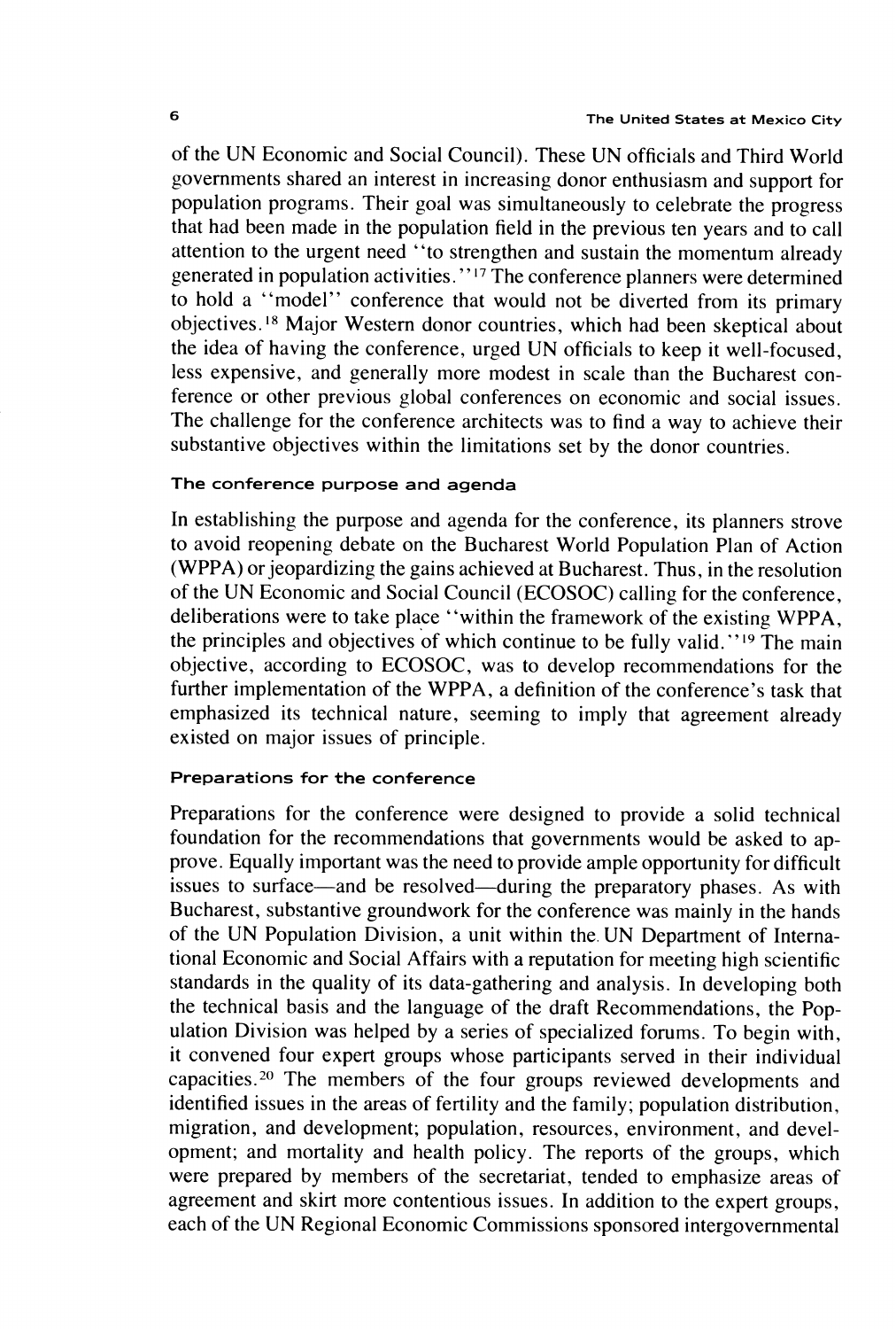of the UN Economic and Social Council). These UN officials and Third World governments shared an interest in increasing donor enthusiasm and support for population programs. Their goal was simultaneously to celebrate the progress that had been made in the population field in the previous ten years and to call attention to the urgent need "to strengthen and sustain the momentum already generated in population activities."[17] The conference planners were determined to hold a "model" conference that would not be diverted from its primary objectives.[18] Major Western donor countries, which had been skeptical about the idea of having the conference, urged UN officials to keep it well-focused, less expensive, and generally more modest in scale than the Bucharest conference or other previous global conferences on economic and social issues. The challenge for the conference architects was to find a way to achieve their substantive objectives within the limitations set by the donor countries.

### The conference purpose and agenda

In establishing the purpose and agenda for the conference, its planners strove to avoid reopening debate on the Bucharest World Population Plan of Action (WPPA) or jeopardizing the gains achieved at Bucharest. Thus, in the resolution of the UN Economic and Social Council (ECOSOC) calling for the conference, deliberations were to take place "within the framework of the existing WPPA, the principles and objectives of which continue to be fully valid."[19] The main objective, according to ECOSOC, was to develop recommendations for the further implementation of the WPPA, a definition of the conference's task that emphasized its technical nature, seeming to imply that agreement already existed on major issues of principle.

### Preparations for the conference

Preparations for the conference were designed to provide a solid technical foundation for the recommendations that governments would be asked to approve. Equally important was the need to provide ample opportunity for difficult issues to surface—and be resolved—during the preparatory phases. As with Bucharest, substantive groundwork for the conference was mainly in the hands of the UN Population Division, a unit within the UN Department of International Economic and Social Affairs with a reputation for meeting high scientific standards in the quality of its data-gathering and analysis. In developing both the technical basis and the language of the draft Recommendations, the Population Division was helped by a series of specialized forums. To begin with, it convened four expert groups whose participants served in their individual capacities.[20] The members of the four groups reviewed developments and identified issues in the areas of fertility and the family; population distribution, migration, and development; population, resources, environment, and development; and mortality and health policy. The reports of the groups, which were prepared by members of the secretariat, tended to emphasize areas of agreement and skirt more contentious issues. In addition to the expert groups, each of the UN Regional Economic Commissions sponsored intergovernmental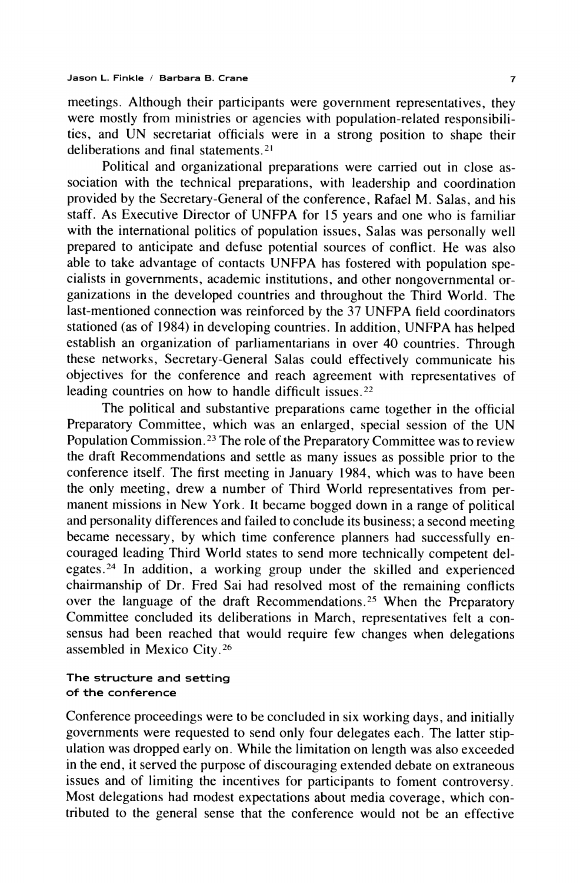meetings. Although their participants were government representatives, they were mostly from ministries or agencies with population-related responsibilities, and UN secretariat officials were in a strong position to shape their deliberations and final statements.[21]

Political and organizational preparations were carried out in close association with the technical preparations, with leadership and coordination provided by the Secretary-General of the conference, Rafael M. Salas, and his staff. As Executive Director of UNFPA for 15 years and one who is familiar with the international politics of population issues, Salas was personally well prepared to anticipate and defuse potential sources of conflict. He was also able to take advantage of contacts UNFPA has fostered with population specialists in governments, academic institutions, and other nongovernmental organizations in the developed countries and throughout the Third World. The last-mentioned connection was reinforced by the 37 UNFPA field coordinators stationed (as of 1984) in developing countries. In addition, UNFPA has helped establish an organization of parliamentarians in over 40 countries. Through these networks, Secretary-General Salas could effectively communicate his objectives for the conference and reach agreement with representatives of leading countries on how to handle difficult issues.[22]

The political and substantive preparations came together in the official Preparatory Committee, which was an enlarged, special session of the UN Population Commission.[23] The role of the Preparatory Committee was to review the draft Recommendations and settle as many issues as possible prior to the conference itself. The first meeting in January 1984, which was to have been the only meeting, drew a number of Third World representatives from permanent missions in New York. It became bogged down in a range of political and personality differences and failed to conclude its business; a second meeting became necessary, by which time conference planners had successfully encouraged leading Third World states to send more technically competent delegates.[24] In addition, a working group under the skilled and experienced chairmanship of Dr. Fred Sai had resolved most of the remaining conflicts over the language of the draft Recommendations.[25] When the Preparatory Committee concluded its deliberations in March, representatives felt a consensus had been reached that would require few changes when delegations assembled in Mexico City.[26]

### The structure and setting of the conference

Conference proceedings were to be concluded in six working days, and initially governments were requested to send only four delegates each. The latter stipulation was dropped early on. While the limitation on length was also exceeded in the end, it served the purpose of discouraging extended debate on extraneous issues and of limiting the incentives for participants to foment controversy. Most delegations had modest expectations about media coverage, which contributed to the general sense that the conference would not be an effective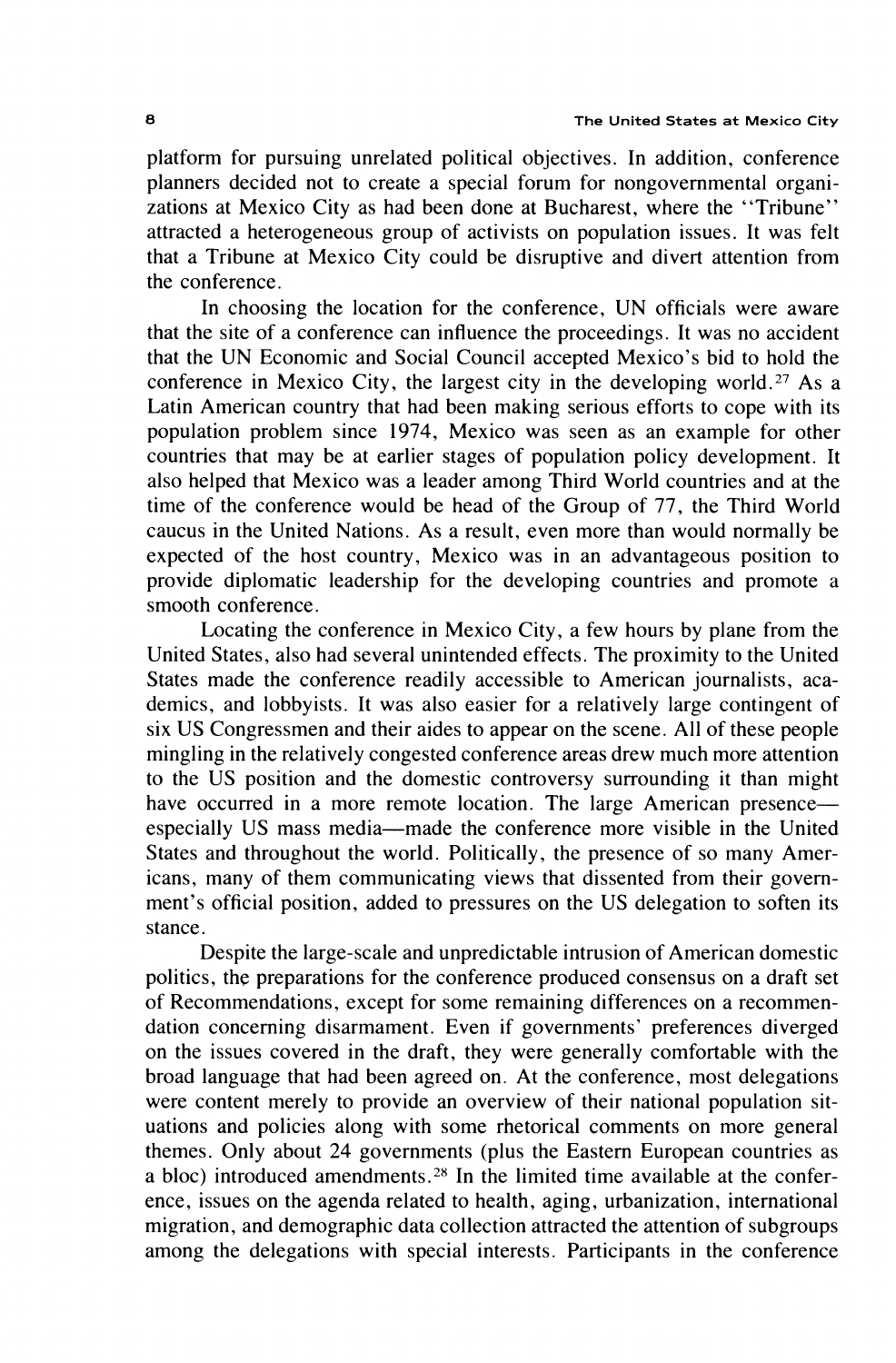platform for pursuing unrelated political objectives. In addition, conference planners decided not to create a special forum for nongovernmental organizations at Mexico City as had been done at Bucharest, where the "Tribune" attracted a heterogeneous group of activists on population issues. It was felt that a Tribune at Mexico City could be disruptive and divert attention from the conference.

In choosing the location for the conference, UN officials were aware that the site of a conference can influence the proceedings. It was no accident that the UN Economic and Social Council accepted Mexico's bid to hold the conference in Mexico City, the largest city in the developing world.[27] As a Latin American country that had been making serious efforts to cope with its population problem since 1974, Mexico was seen as an example for other countries that may be at earlier stages of population policy development. It also helped that Mexico was a leader among Third World countries and at the time of the conference would be head of the Group of 77, the Third World caucus in the United Nations. As a result, even more than would normally be expected of the host country, Mexico was in an advantageous position to provide diplomatic leadership for the developing countries and promote a smooth conference.

Locating the conference in Mexico City, a few hours by plane from the United States, also had several unintended effects. The proximity to the United States made the conference readily accessible to American journalists, academics, and lobbyists. It was also easier for a relatively large contingent of six US Congressmen and their aides to appear on the scene. All of these people mingling in the relatively congested conference areas drew much more attention to the US position and the domestic controversy surrounding it than might have occurred in a more remote location. The large American presence—especially US mass media—made the conference more visible in the United States and throughout the world. Politically, the presence of so many Americans, many of them communicating views that dissented from their government's official position, added to pressures on the US delegation to soften its stance.

Despite the large-scale and unpredictable intrusion of American domestic politics, the preparations for the conference produced consensus on a draft set of Recommendations, except for some remaining differences on a recommendation concerning disarmament. Even if governments' preferences diverged on the issues covered in the draft, they were generally comfortable with the broad language that had been agreed on. At the conference, most delegations were content merely to provide an overview of their national population situations and policies along with some rhetorical comments on more general themes. Only about 24 governments (plus the Eastern European countries as a bloc) introduced amendments.[28] In the limited time available at the conference, issues on the agenda related to health, aging, urbanization, international migration, and demographic data collection attracted the attention of subgroups among the delegations with special interests. Participants in the conference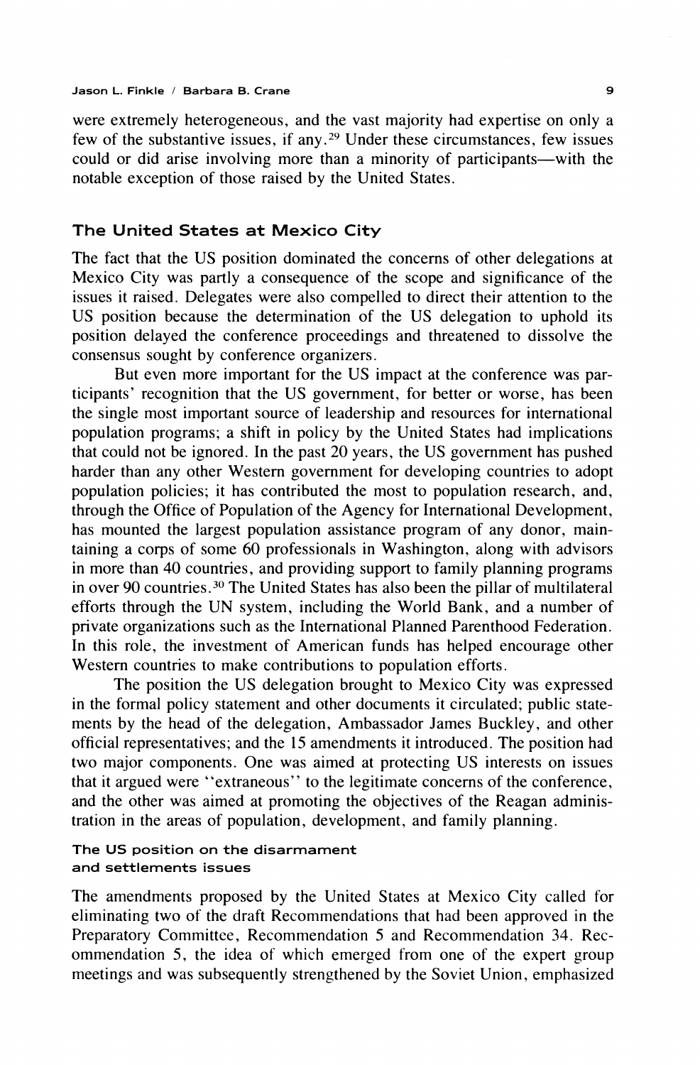were extremely heterogeneous, and the vast majority had expertise on only a few of the substantive issues, if any.[29] Under these circumstances, few issues could or did arise involving more than a minority of participants—with the notable exception of those raised by the United States.

## The United States at Mexico City

The fact that the US position dominated the concerns of other delegations at Mexico City was partly a consequence of the scope and significance of the issues it raised. Delegates were also compelled to direct their attention to the US position because the determination of the US delegation to uphold its position delayed the conference proceedings and threatened to dissolve the consensus sought by conference organizers.

But even more important for the US impact at the conference was participants' recognition that the US government, for better or worse, has been the single most important source of leadership and resources for international population programs; a shift in policy by the United States had implications that could not be ignored. In the past 20 years, the US government has pushed harder than any other Western government for developing countries to adopt population policies; it has contributed the most to population research, and, through the Office of Population of the Agency for International Development, has mounted the largest population assistance program of any donor, maintaining a corps of some 60 professionals in Washington, along with advisors in more than 40 countries, and providing support to family planning programs in over 90 countries.[30] The United States has also been the pillar of multilateral efforts through the UN system, including the World Bank, and a number of private organizations such as the International Planned Parenthood Federation. In this role, the investment of American funds has helped encourage other Western countries to make contributions to population efforts.

The position the US delegation brought to Mexico City was expressed in the formal policy statement and other documents it circulated; public statements by the head of the delegation, Ambassador James Buckley, and other official representatives; and the 15 amendments it introduced. The position had two major components. One was aimed at protecting US interests on issues that it argued were "extraneous" to the legitimate concerns of the conference, and the other was aimed at promoting the objectives of the Reagan administration in the areas of population, development, and family planning.

### The US position on the disarmament and settlements issues

The amendments proposed by the United States at Mexico City called for eliminating two of the draft Recommendations that had been approved in the Preparatory Committee, Recommendation 5 and Recommendation 34. Recommendation 5, the idea of which emerged from one of the expert group meetings and was subsequently strengthened by the Soviet Union, emphasized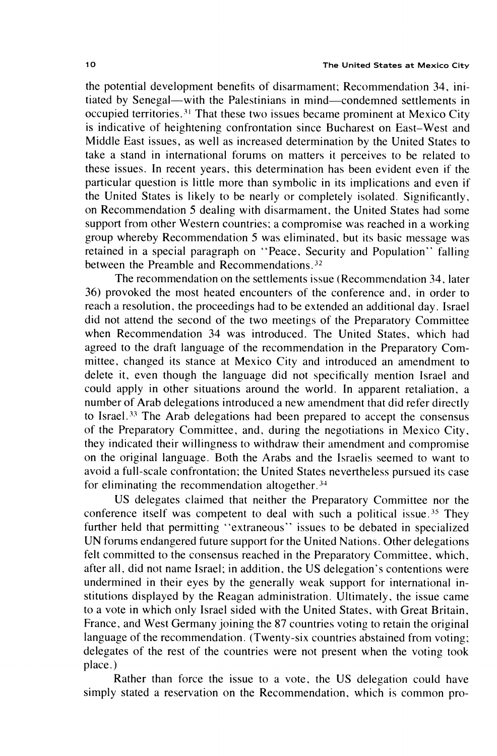the potential development benefits of disarmament; Recommendation 34, initiated by Senegal—with the Palestinians in mind—condemned settlements in occupied territories.[31] That these two issues became prominent at Mexico City is indicative of heightening confrontation since Bucharest on East–West and Middle East issues, as well as increased determination by the United States to take a stand in international forums on matters it perceives to be related to these issues. In recent years, this determination has been evident even if the particular question is little more than symbolic in its implications and even if the United States is likely to be nearly or completely isolated. Significantly, on Recommendation 5 dealing with disarmament, the United States had some support from other Western countries; a compromise was reached in a working group whereby Recommendation 5 was eliminated, but its basic message was retained in a special paragraph on "Peace, Security and Population" falling between the Preamble and Recommendations.[32]

The recommendation on the settlements issue (Recommendation 34, later 36) provoked the most heated encounters of the conference and, in order to reach a resolution, the proceedings had to be extended an additional day. Israel did not attend the second of the two meetings of the Preparatory Committee when Recommendation 34 was introduced. The United States, which had agreed to the draft language of the recommendation in the Preparatory Committee, changed its stance at Mexico City and introduced an amendment to delete it, even though the language did not specifically mention Israel and could apply in other situations around the world. In apparent retaliation, a number of Arab delegations introduced a new amendment that did refer directly to Israel.[33] The Arab delegations had been prepared to accept the consensus of the Preparatory Committee, and, during the negotiations in Mexico City, they indicated their willingness to withdraw their amendment and compromise on the original language. Both the Arabs and the Israelis seemed to want to avoid a full-scale confrontation; the United States nevertheless pursued its case for eliminating the recommendation altogether.[34]

US delegates claimed that neither the Preparatory Committee nor the conference itself was competent to deal with such a political issue.[35] They further held that permitting "extraneous" issues to be debated in specialized UN forums endangered future support for the United Nations. Other delegations felt committed to the consensus reached in the Preparatory Committee, which, after all, did not name Israel; in addition, the US delegation's contentions were undermined in their eyes by the generally weak support for international institutions displayed by the Reagan administration. Ultimately, the issue came to a vote in which only Israel sided with the United States, with Great Britain, France, and West Germany joining the 87 countries voting to retain the original language of the recommendation. (Twenty-six countries abstained from voting; delegates of the rest of the countries were not present when the voting took place.)

Rather than force the issue to a vote, the US delegation could have simply stated a reservation on the Recommendation, which is common pro-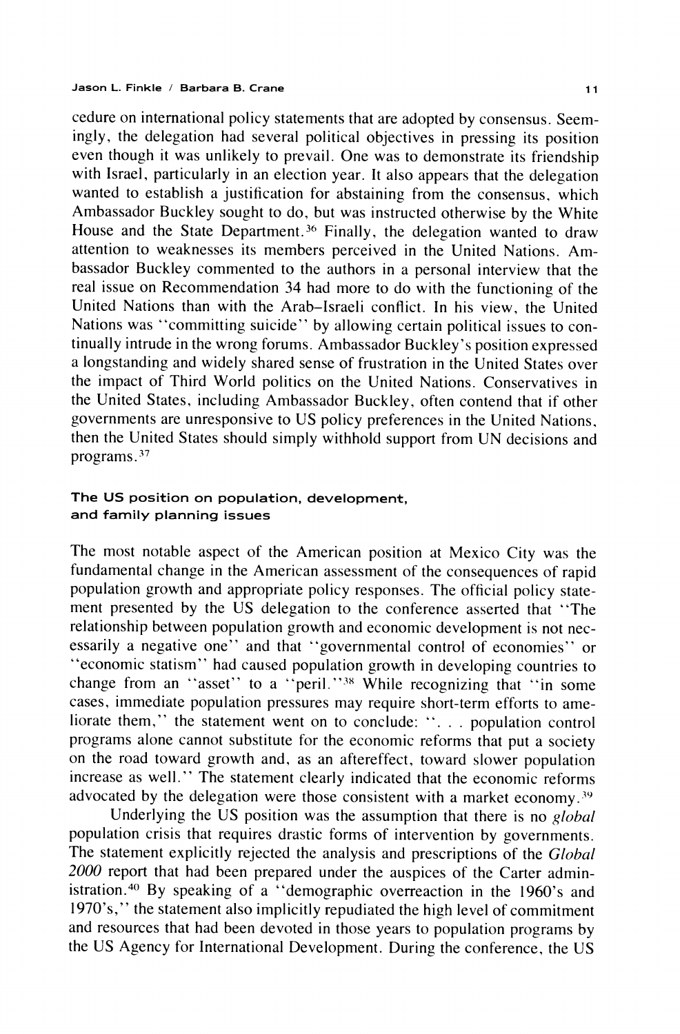cedure on international policy statements that are adopted by consensus. Seemingly, the delegation had several political objectives in pressing its position even though it was unlikely to prevail. One was to demonstrate its friendship with Israel, particularly in an election year. It also appears that the delegation wanted to establish a justification for abstaining from the consensus, which Ambassador Buckley sought to do, but was instructed otherwise by the White House and the State Department.[36] Finally, the delegation wanted to draw attention to weaknesses its members perceived in the United Nations. Ambassador Buckley commented to the authors in a personal interview that the real issue on Recommendation 34 had more to do with the functioning of the United Nations than with the Arab–Israeli conflict. In his view, the United Nations was "committing suicide" by allowing certain political issues to continually intrude in the wrong forums. Ambassador Buckley's position expressed a longstanding and widely shared sense of frustration in the United States over the impact of Third World politics on the United Nations. Conservatives in the United States, including Ambassador Buckley, often contend that if other governments are unresponsive to US policy preferences in the United Nations, then the United States should simply withhold support from UN decisions and programs.[37]

### The US position on population, development, and family planning issues

The most notable aspect of the American position at Mexico City was the fundamental change in the American assessment of the consequences of rapid population growth and appropriate policy responses. The official policy statement presented by the US delegation to the conference asserted that "The relationship between population growth and economic development is not necessarily a negative one" and that "governmental control of economies" or "economic statism" had caused population growth in developing countries to change from an "asset" to a "peril."[38] While recognizing that "in some cases, immediate population pressures may require short-term efforts to ameliorate them," the statement went on to conclude: ". . . population control programs alone cannot substitute for the economic reforms that put a society on the road toward growth and, as an aftereffect, toward slower population increase as well." The statement clearly indicated that the economic reforms advocated by the delegation were those consistent with a market economy.[39]

Underlying the US position was the assumption that there is no *global* population crisis that requires drastic forms of intervention by governments. The statement explicitly rejected the analysis and prescriptions of the *Global 2000* report that had been prepared under the auspices of the Carter administration.[40] By speaking of a "demographic overreaction in the 1960's and 1970's," the statement also implicitly repudiated the high level of commitment and resources that had been devoted in those years to population programs by the US Agency for International Development. During the conference, the US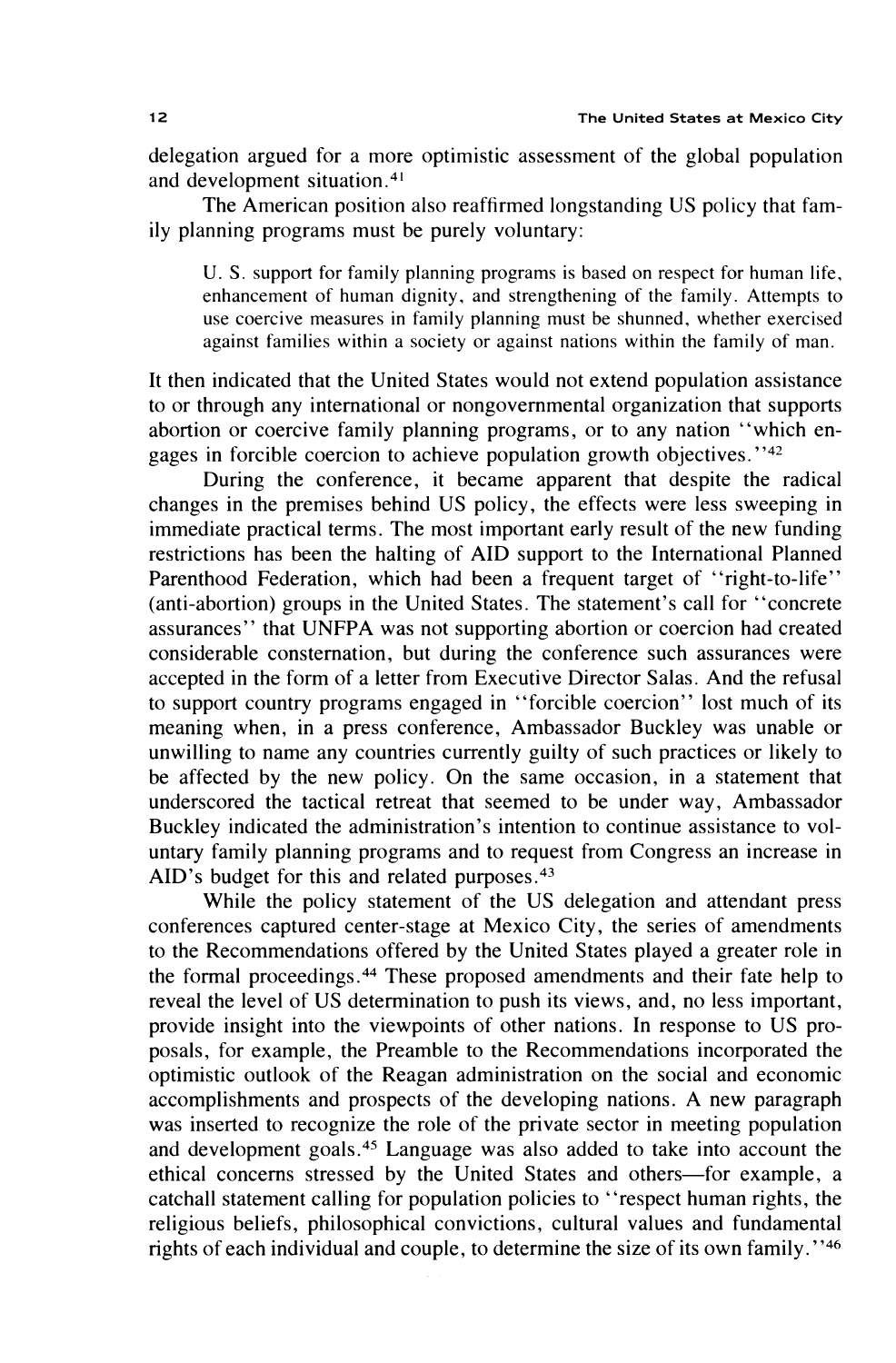delegation argued for a more optimistic assessment of the global population and development situation.[41]

The American position also reaffirmed longstanding US policy that family planning programs must be purely voluntary:

> U. S. support for family planning programs is based on respect for human life, enhancement of human dignity, and strengthening of the family. Attempts to use coercive measures in family planning must be shunned, whether exercised against families within a society or against nations within the family of man.

It then indicated that the United States would not extend population assistance to or through any international or nongovernmental organization that supports abortion or coercive family planning programs, or to any nation "which engages in forcible coercion to achieve population growth objectives."[42]

During the conference, it became apparent that despite the radical changes in the premises behind US policy, the effects were less sweeping in immediate practical terms. The most important early result of the new funding restrictions has been the halting of AID support to the International Planned Parenthood Federation, which had been a frequent target of "right-to-life" (anti-abortion) groups in the United States. The statement's call for "concrete assurances" that UNFPA was not supporting abortion or coercion had created considerable consternation, but during the conference such assurances were accepted in the form of a letter from Executive Director Salas. And the refusal to support country programs engaged in "forcible coercion" lost much of its meaning when, in a press conference, Ambassador Buckley was unable or unwilling to name any countries currently guilty of such practices or likely to be affected by the new policy. On the same occasion, in a statement that underscored the tactical retreat that seemed to be under way, Ambassador Buckley indicated the administration's intention to continue assistance to voluntary family planning programs and to request from Congress an increase in AID's budget for this and related purposes.[43]

While the policy statement of the US delegation and attendant press conferences captured center-stage at Mexico City, the series of amendments to the Recommendations offered by the United States played a greater role in the formal proceedings.[44] These proposed amendments and their fate help to reveal the level of US determination to push its views, and, no less important, provide insight into the viewpoints of other nations. In response to US proposals, for example, the Preamble to the Recommendations incorporated the optimistic outlook of the Reagan administration on the social and economic accomplishments and prospects of the developing nations. A new paragraph was inserted to recognize the role of the private sector in meeting population and development goals.[45] Language was also added to take into account the ethical concerns stressed by the United States and others—for example, a catchall statement calling for population policies to "respect human rights, the religious beliefs, philosophical convictions, cultural values and fundamental rights of each individual and couple, to determine the size of its own family."[46]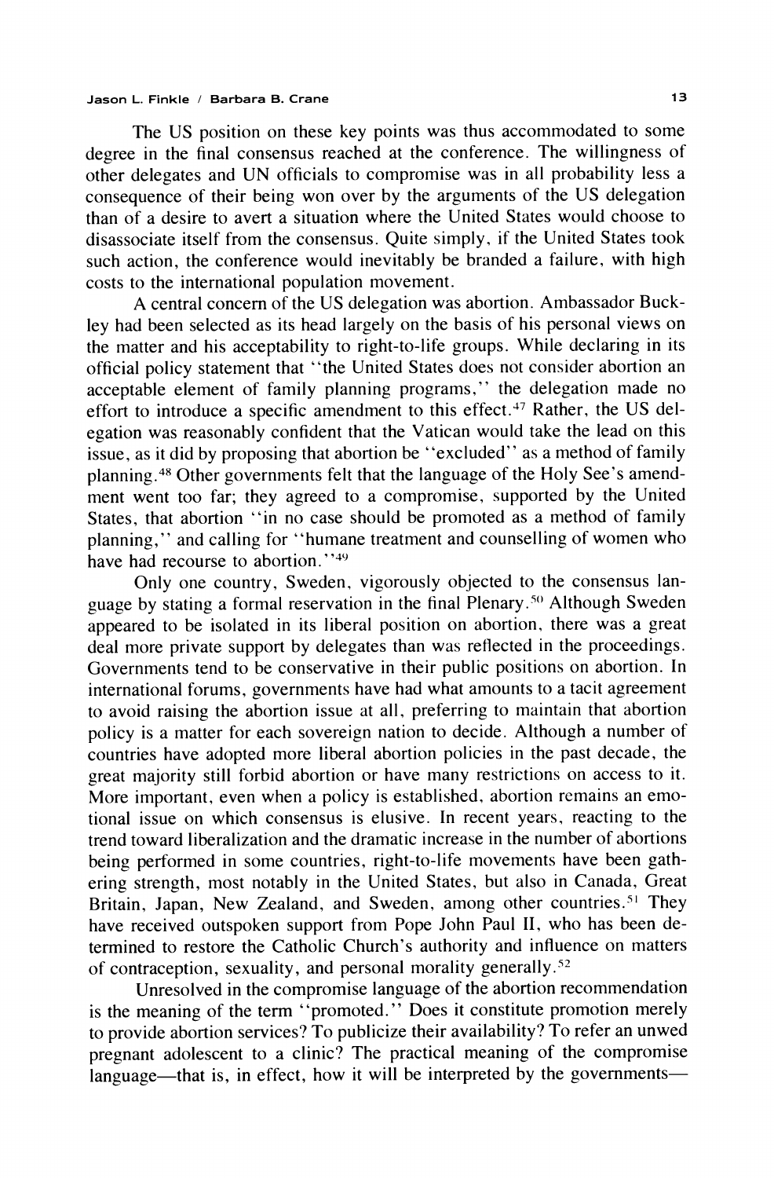The US position on these key points was thus accommodated to some degree in the final consensus reached at the conference. The willingness of other delegates and UN officials to compromise was in all probability less a consequence of their being won over by the arguments of the US delegation than of a desire to avert a situation where the United States would choose to disassociate itself from the consensus. Quite simply, if the United States took such action, the conference would inevitably be branded a failure, with high costs to the international population movement.

A central concern of the US delegation was abortion. Ambassador Buckley had been selected as its head largely on the basis of his personal views on the matter and his acceptability to right-to-life groups. While declaring in its official policy statement that "the United States does not consider abortion an acceptable element of family planning programs," the delegation made no effort to introduce a specific amendment to this effect.[47] Rather, the US delegation was reasonably confident that the Vatican would take the lead on this issue, as it did by proposing that abortion be "excluded" as a method of family planning.[48] Other governments felt that the language of the Holy See's amendment went too far; they agreed to a compromise, supported by the United States, that abortion "in no case should be promoted as a method of family planning," and calling for "humane treatment and counselling of women who have had recourse to abortion."[49]

Only one country, Sweden, vigorously objected to the consensus language by stating a formal reservation in the final Plenary.[50] Although Sweden appeared to be isolated in its liberal position on abortion, there was a great deal more private support by delegates than was reflected in the proceedings. Governments tend to be conservative in their public positions on abortion. In international forums, governments have had what amounts to a tacit agreement to avoid raising the abortion issue at all, preferring to maintain that abortion policy is a matter for each sovereign nation to decide. Although a number of countries have adopted more liberal abortion policies in the past decade, the great majority still forbid abortion or have many restrictions on access to it. More important, even when a policy is established, abortion remains an emotional issue on which consensus is elusive. In recent years, reacting to the trend toward liberalization and the dramatic increase in the number of abortions being performed in some countries, right-to-life movements have been gathering strength, most notably in the United States, but also in Canada, Great Britain, Japan, New Zealand, and Sweden, among other countries.[51] They have received outspoken support from Pope John Paul II, who has been determined to restore the Catholic Church's authority and influence on matters of contraception, sexuality, and personal morality generally.[52]

Unresolved in the compromise language of the abortion recommendation is the meaning of the term "promoted." Does it constitute promotion merely to provide abortion services? To publicize their availability? To refer an unwed pregnant adolescent to a clinic? The practical meaning of the compromise language—that is, in effect, how it will be interpreted by the governments—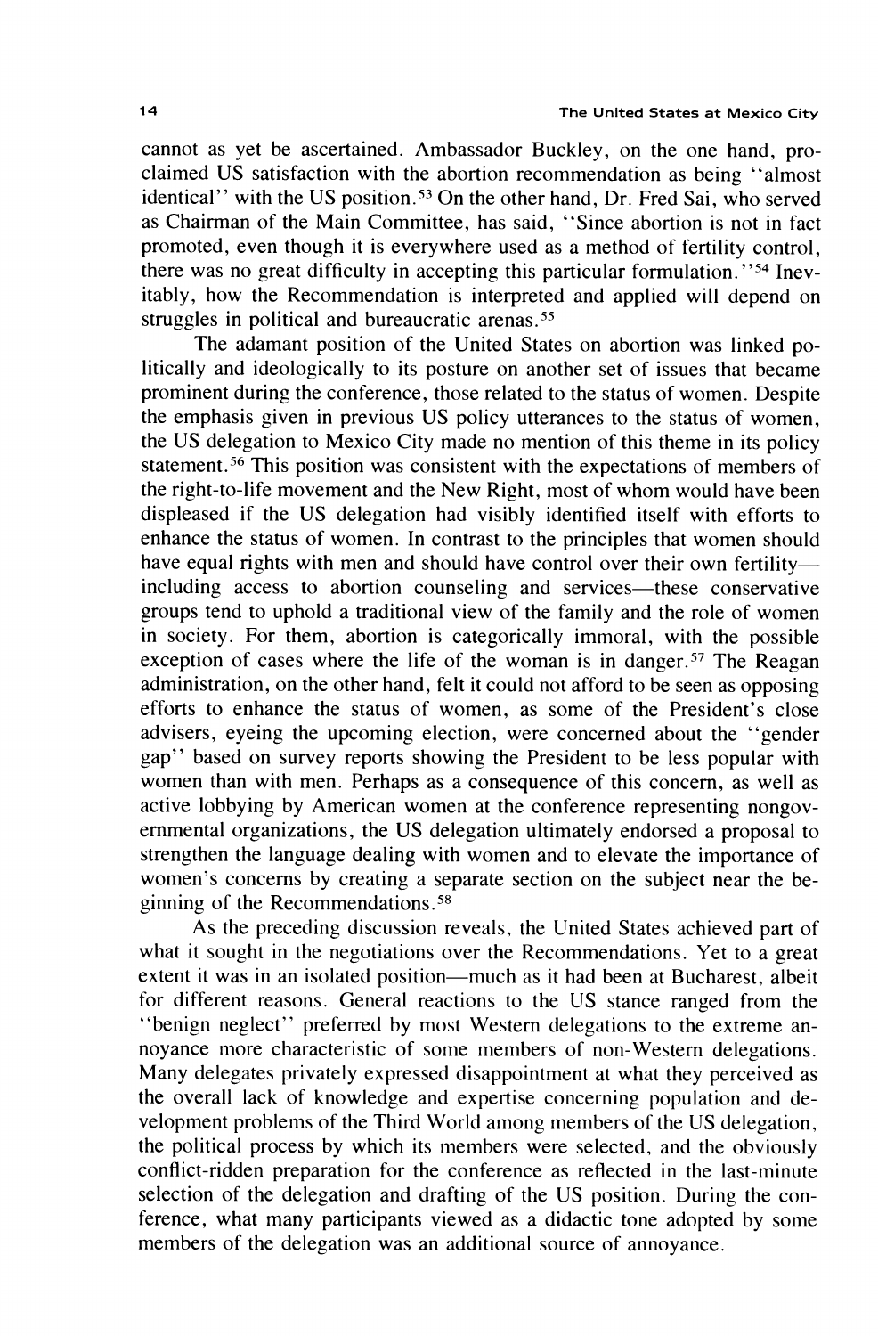cannot as yet be ascertained. Ambassador Buckley, on the one hand, proclaimed US satisfaction with the abortion recommendation as being "almost identical" with the US position.[53] On the other hand, Dr. Fred Sai, who served as Chairman of the Main Committee, has said, "Since abortion is not in fact promoted, even though it is everywhere used as a method of fertility control, there was no great difficulty in accepting this particular formulation."[54] Inevitably, how the Recommendation is interpreted and applied will depend on struggles in political and bureaucratic arenas.[55]

The adamant position of the United States on abortion was linked politically and ideologically to its posture on another set of issues that became prominent during the conference, those related to the status of women. Despite the emphasis given in previous US policy utterances to the status of women, the US delegation to Mexico City made no mention of this theme in its policy statement.[56] This position was consistent with the expectations of members of the right-to-life movement and the New Right, most of whom would have been displeased if the US delegation had visibly identified itself with efforts to enhance the status of women. In contrast to the principles that women should have equal rights with men and should have control over their own fertility—including access to abortion counseling and services—these conservative groups tend to uphold a traditional view of the family and the role of women in society. For them, abortion is categorically immoral, with the possible exception of cases where the life of the woman is in danger.[57] The Reagan administration, on the other hand, felt it could not afford to be seen as opposing efforts to enhance the status of women, as some of the President's close advisers, eyeing the upcoming election, were concerned about the "gender gap" based on survey reports showing the President to be less popular with women than with men. Perhaps as a consequence of this concern, as well as active lobbying by American women at the conference representing nongovernmental organizations, the US delegation ultimately endorsed a proposal to strengthen the language dealing with women and to elevate the importance of women's concerns by creating a separate section on the subject near the beginning of the Recommendations.[58]

As the preceding discussion reveals, the United States achieved part of what it sought in the negotiations over the Recommendations. Yet to a great extent it was in an isolated position—much as it had been at Bucharest, albeit for different reasons. General reactions to the US stance ranged from the "benign neglect" preferred by most Western delegations to the extreme annoyance more characteristic of some members of non-Western delegations. Many delegates privately expressed disappointment at what they perceived as the overall lack of knowledge and expertise concerning population and development problems of the Third World among members of the US delegation, the political process by which its members were selected, and the obviously conflict-ridden preparation for the conference as reflected in the last-minute selection of the delegation and drafting of the US position. During the conference, what many participants viewed as a didactic tone adopted by some members of the delegation was an additional source of annoyance.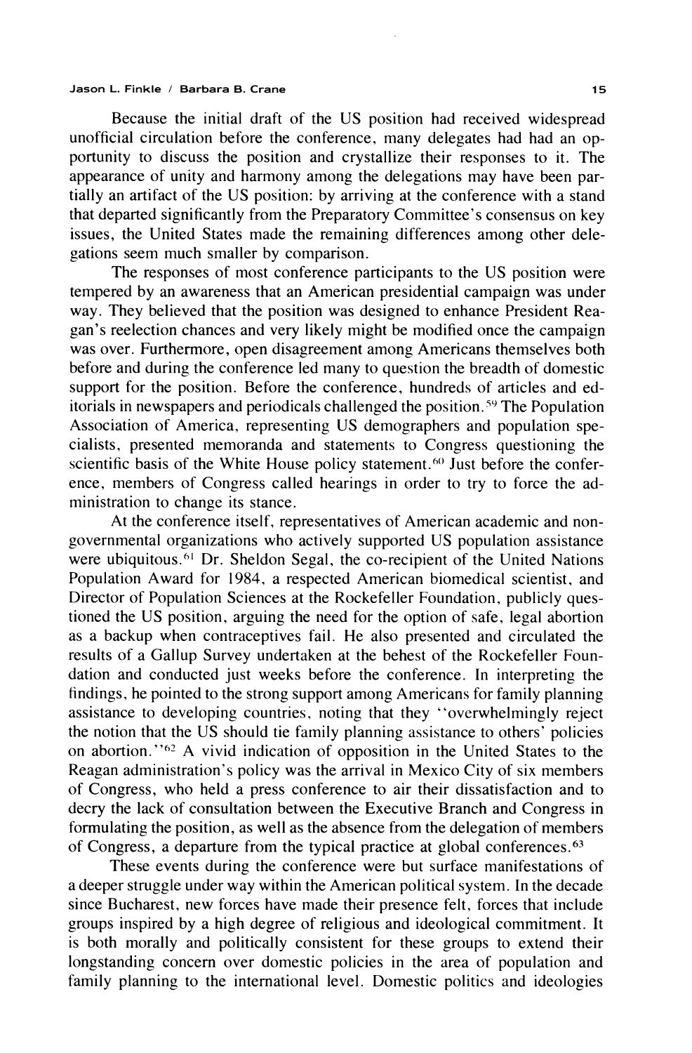Because the initial draft of the US position had received widespread unofficial circulation before the conference, many delegates had had an opportunity to discuss the position and crystallize their responses to it. The appearance of unity and harmony among the delegations may have been partially an artifact of the US position: by arriving at the conference with a stand that departed significantly from the Preparatory Committee's consensus on key issues, the United States made the remaining differences among other delegations seem much smaller by comparison.

The responses of most conference participants to the US position were tempered by an awareness that an American presidential campaign was under way. They believed that the position was designed to enhance President Reagan's reelection chances and very likely might be modified once the campaign was over. Furthermore, open disagreement among Americans themselves both before and during the conference led many to question the breadth of domestic support for the position. Before the conference, hundreds of articles and editorials in newspapers and periodicals challenged the position.[59] The Population Association of America, representing US demographers and population specialists, presented memoranda and statements to Congress questioning the scientific basis of the White House policy statement.[60] Just before the conference, members of Congress called hearings in order to try to force the administration to change its stance.

At the conference itself, representatives of American academic and nongovernmental organizations who actively supported US population assistance were ubiquitous.[61] Dr. Sheldon Segal, the co-recipient of the United Nations Population Award for 1984, a respected American biomedical scientist, and Director of Population Sciences at the Rockefeller Foundation, publicly questioned the US position, arguing the need for the option of safe, legal abortion as a backup when contraceptives fail. He also presented and circulated the results of a Gallup Survey undertaken at the behest of the Rockefeller Foundation and conducted just weeks before the conference. In interpreting the findings, he pointed to the strong support among Americans for family planning assistance to developing countries, noting that they "overwhelmingly reject the notion that the US should tie family planning assistance to others' policies on abortion."[62] A vivid indication of opposition in the United States to the Reagan administration's policy was the arrival in Mexico City of six members of Congress, who held a press conference to air their dissatisfaction and to decry the lack of consultation between the Executive Branch and Congress in formulating the position, as well as the absence from the delegation of members of Congress, a departure from the typical practice at global conferences.[63]

These events during the conference were but surface manifestations of a deeper struggle under way within the American political system. In the decade since Bucharest, new forces have made their presence felt, forces that include groups inspired by a high degree of religious and ideological commitment. It is both morally and politically consistent for these groups to extend their longstanding concern over domestic policies in the area of population and family planning to the international level. Domestic politics and ideologies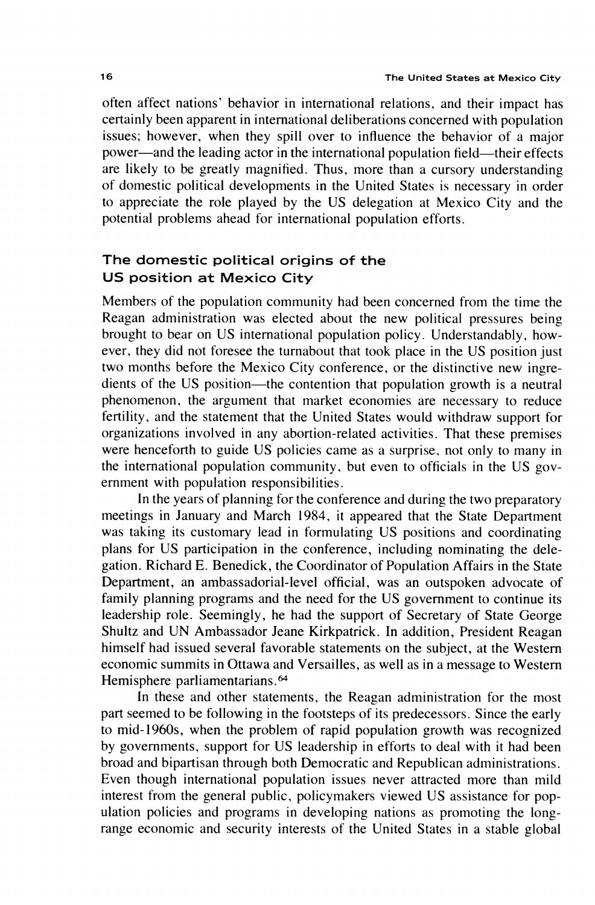often affect nations' behavior in international relations, and their impact has certainly been apparent in international deliberations concerned with population issues; however, when they spill over to influence the behavior of a major power—and the leading actor in the international population field—their effects are likely to be greatly magnified. Thus, more than a cursory understanding of domestic political developments in the United States is necessary in order to appreciate the role played by the US delegation at Mexico City and the potential problems ahead for international population efforts.

## The domestic political origins of the US position at Mexico City

Members of the population community had been concerned from the time the Reagan administration was elected about the new political pressures being brought to bear on US international population policy. Understandably, however, they did not foresee the turnabout that took place in the US position just two months before the Mexico City conference, or the distinctive new ingredients of the US position—the contention that population growth is a neutral phenomenon, the argument that market economies are necessary to reduce fertility, and the statement that the United States would withdraw support for organizations involved in any abortion-related activities. That these premises were henceforth to guide US policies came as a surprise, not only to many in the international population community, but even to officials in the US government with population responsibilities.

In the years of planning for the conference and during the two preparatory meetings in January and March 1984, it appeared that the State Department was taking its customary lead in formulating US positions and coordinating plans for US participation in the conference, including nominating the delegation. Richard E. Benedick, the Coordinator of Population Affairs in the State Department, an ambassadorial-level official, was an outspoken advocate of family planning programs and the need for the US government to continue its leadership role. Seemingly, he had the support of Secretary of State George Shultz and UN Ambassador Jeane Kirkpatrick. In addition, President Reagan himself had issued several favorable statements on the subject, at the Western economic summits in Ottawa and Versailles, as well as in a message to Western Hemisphere parliamentarians.[64]

In these and other statements, the Reagan administration for the most part seemed to be following in the footsteps of its predecessors. Since the early to mid-1960s, when the problem of rapid population growth was recognized by governments, support for US leadership in efforts to deal with it had been broad and bipartisan through both Democratic and Republican administrations. Even though international population issues never attracted more than mild interest from the general public, policymakers viewed US assistance for population policies and programs in developing nations as promoting the long-range economic and security interests of the United States in a stable global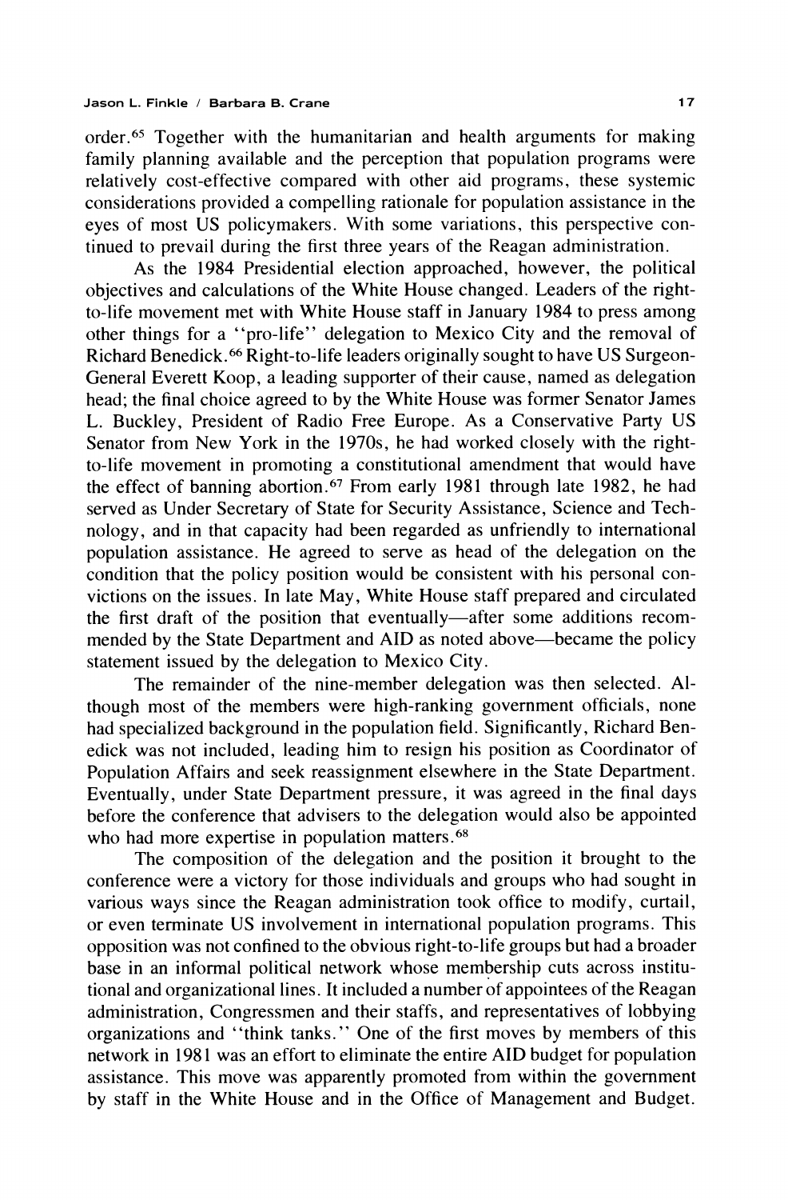order.[65] Together with the humanitarian and health arguments for making family planning available and the perception that population programs were relatively cost-effective compared with other aid programs, these systemic considerations provided a compelling rationale for population assistance in the eyes of most US policymakers. With some variations, this perspective continued to prevail during the first three years of the Reagan administration.

As the 1984 Presidential election approached, however, the political objectives and calculations of the White House changed. Leaders of the right-to-life movement met with White House staff in January 1984 to press among other things for a "pro-life" delegation to Mexico City and the removal of Richard Benedick.[66] Right-to-life leaders originally sought to have US Surgeon-General Everett Koop, a leading supporter of their cause, named as delegation head; the final choice agreed to by the White House was former Senator James L. Buckley, President of Radio Free Europe. As a Conservative Party US Senator from New York in the 1970s, he had worked closely with the right-to-life movement in promoting a constitutional amendment that would have the effect of banning abortion.[67] From early 1981 through late 1982, he had served as Under Secretary of State for Security Assistance, Science and Technology, and in that capacity had been regarded as unfriendly to international population assistance. He agreed to serve as head of the delegation on the condition that the policy position would be consistent with his personal convictions on the issues. In late May, White House staff prepared and circulated the first draft of the position that eventually—after some additions recommended by the State Department and AID as noted above—became the policy statement issued by the delegation to Mexico City.

The remainder of the nine-member delegation was then selected. Although most of the members were high-ranking government officials, none had specialized background in the population field. Significantly, Richard Benedick was not included, leading him to resign his position as Coordinator of Population Affairs and seek reassignment elsewhere in the State Department. Eventually, under State Department pressure, it was agreed in the final days before the conference that advisers to the delegation would also be appointed who had more expertise in population matters.[68]

The composition of the delegation and the position it brought to the conference were a victory for those individuals and groups who had sought in various ways since the Reagan administration took office to modify, curtail, or even terminate US involvement in international population programs. This opposition was not confined to the obvious right-to-life groups but had a broader base in an informal political network whose membership cuts across institutional and organizational lines. It included a number of appointees of the Reagan administration, Congressmen and their staffs, and representatives of lobbying organizations and "think tanks." One of the first moves by members of this network in 1981 was an effort to eliminate the entire AID budget for population assistance. This move was apparently promoted from within the government by staff in the White House and in the Office of Management and Budget.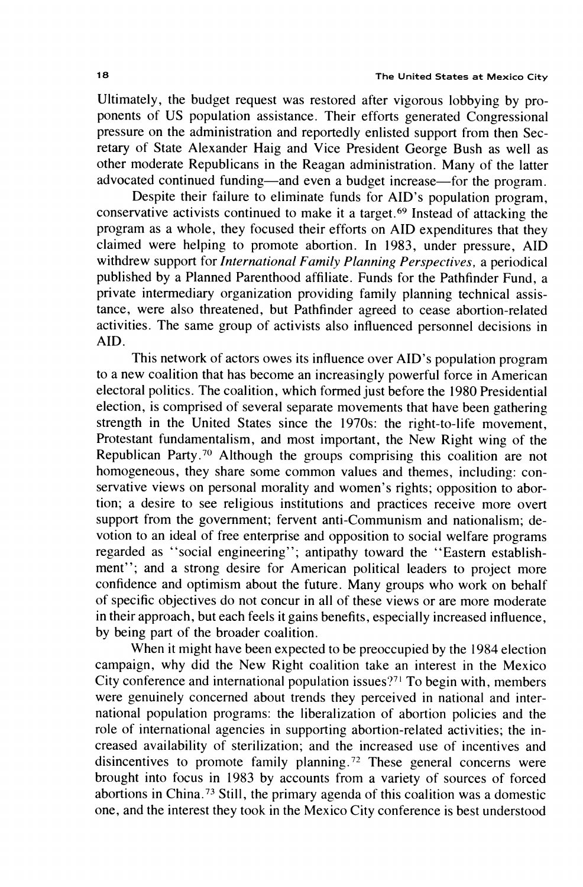Ultimately, the budget request was restored after vigorous lobbying by proponents of US population assistance. Their efforts generated Congressional pressure on the administration and reportedly enlisted support from then Secretary of State Alexander Haig and Vice President George Bush as well as other moderate Republicans in the Reagan administration. Many of the latter advocated continued funding—and even a budget increase—for the program.

Despite their failure to eliminate funds for AID's population program, conservative activists continued to make it a target.[69] Instead of attacking the program as a whole, they focused their efforts on AID expenditures that they claimed were helping to promote abortion. In 1983, under pressure, AID withdrew support for *International Family Planning Perspectives*, a periodical published by a Planned Parenthood affiliate. Funds for the Pathfinder Fund, a private intermediary organization providing family planning technical assistance, were also threatened, but Pathfinder agreed to cease abortion-related activities. The same group of activists also influenced personnel decisions in AID.

This network of actors owes its influence over AID's population program to a new coalition that has become an increasingly powerful force in American electoral politics. The coalition, which formed just before the 1980 Presidential election, is comprised of several separate movements that have been gathering strength in the United States since the 1970s: the right-to-life movement, Protestant fundamentalism, and most important, the New Right wing of the Republican Party.[70] Although the groups comprising this coalition are not homogeneous, they share some common values and themes, including: conservative views on personal morality and women's rights; opposition to abortion; a desire to see religious institutions and practices receive more overt support from the government; fervent anti-Communism and nationalism; devotion to an ideal of free enterprise and opposition to social welfare programs regarded as "social engineering"; antipathy toward the "Eastern establishment"; and a strong desire for American political leaders to project more confidence and optimism about the future. Many groups who work on behalf of specific objectives do not concur in all of these views or are more moderate in their approach, but each feels it gains benefits, especially increased influence, by being part of the broader coalition.

When it might have been expected to be preoccupied by the 1984 election campaign, why did the New Right coalition take an interest in the Mexico City conference and international population issues?[71] To begin with, members were genuinely concerned about trends they perceived in national and international population programs: the liberalization of abortion policies and the role of international agencies in supporting abortion-related activities; the increased availability of sterilization; and the increased use of incentives and disincentives to promote family planning.[72] These general concerns were brought into focus in 1983 by accounts from a variety of sources of forced abortions in China.[73] Still, the primary agenda of this coalition was a domestic one, and the interest they took in the Mexico City conference is best understood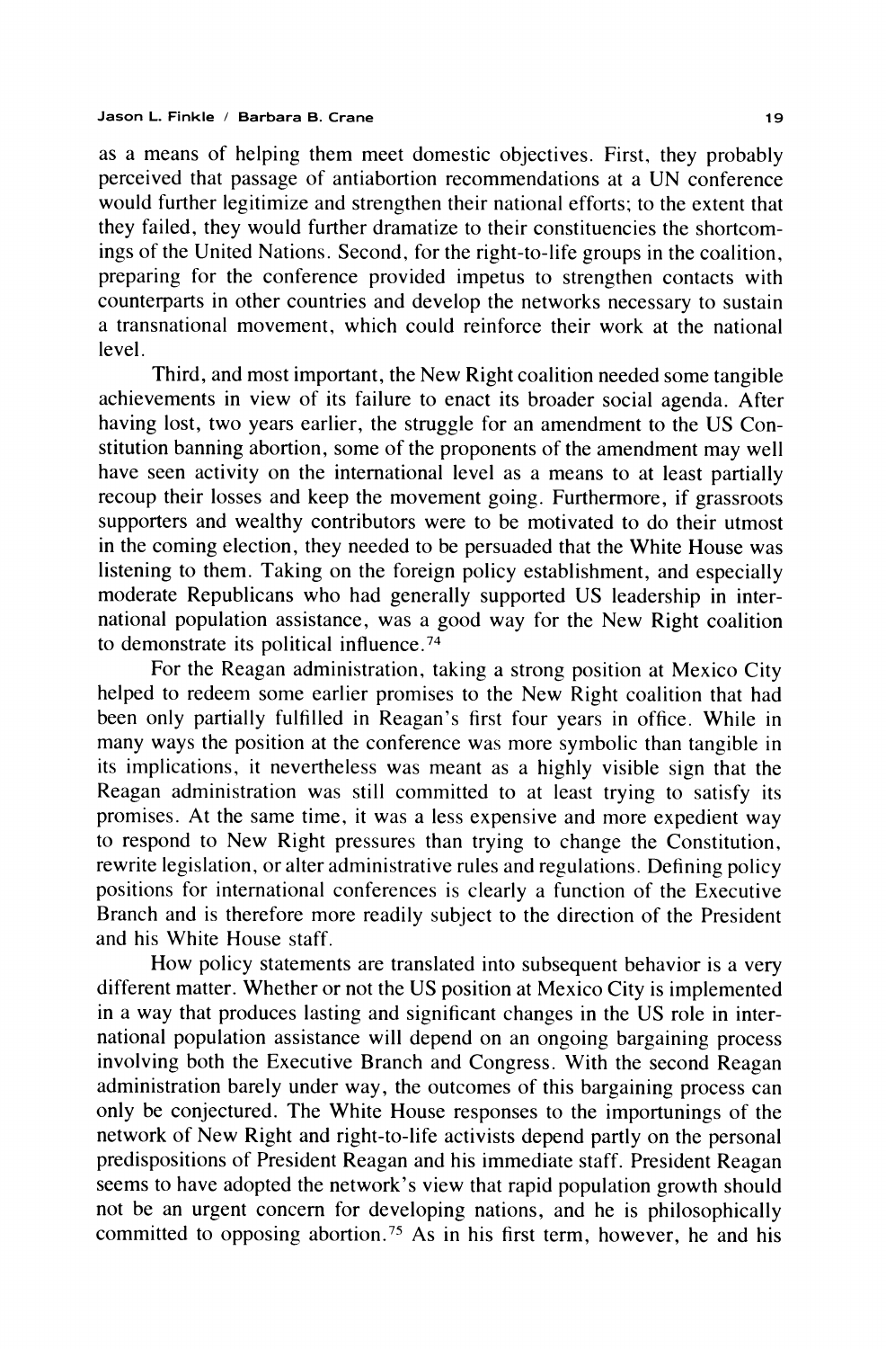as a means of helping them meet domestic objectives. First, they probably perceived that passage of antiabortion recommendations at a UN conference would further legitimize and strengthen their national efforts; to the extent that they failed, they would further dramatize to their constituencies the shortcomings of the United Nations. Second, for the right-to-life groups in the coalition, preparing for the conference provided impetus to strengthen contacts with counterparts in other countries and develop the networks necessary to sustain a transnational movement, which could reinforce their work at the national level.

Third, and most important, the New Right coalition needed some tangible achievements in view of its failure to enact its broader social agenda. After having lost, two years earlier, the struggle for an amendment to the US Constitution banning abortion, some of the proponents of the amendment may well have seen activity on the international level as a means to at least partially recoup their losses and keep the movement going. Furthermore, if grassroots supporters and wealthy contributors were to be motivated to do their utmost in the coming election, they needed to be persuaded that the White House was listening to them. Taking on the foreign policy establishment, and especially moderate Republicans who had generally supported US leadership in international population assistance, was a good way for the New Right coalition to demonstrate its political influence.[74]

For the Reagan administration, taking a strong position at Mexico City helped to redeem some earlier promises to the New Right coalition that had been only partially fulfilled in Reagan's first four years in office. While in many ways the position at the conference was more symbolic than tangible in its implications, it nevertheless was meant as a highly visible sign that the Reagan administration was still committed to at least trying to satisfy its promises. At the same time, it was a less expensive and more expedient way to respond to New Right pressures than trying to change the Constitution, rewrite legislation, or alter administrative rules and regulations. Defining policy positions for international conferences is clearly a function of the Executive Branch and is therefore more readily subject to the direction of the President and his White House staff.

How policy statements are translated into subsequent behavior is a very different matter. Whether or not the US position at Mexico City is implemented in a way that produces lasting and significant changes in the US role in international population assistance will depend on an ongoing bargaining process involving both the Executive Branch and Congress. With the second Reagan administration barely under way, the outcomes of this bargaining process can only be conjectured. The White House responses to the importunings of the network of New Right and right-to-life activists depend partly on the personal predispositions of President Reagan and his immediate staff. President Reagan seems to have adopted the network's view that rapid population growth should not be an urgent concern for developing nations, and he is philosophically committed to opposing abortion.[75] As in his first term, however, he and his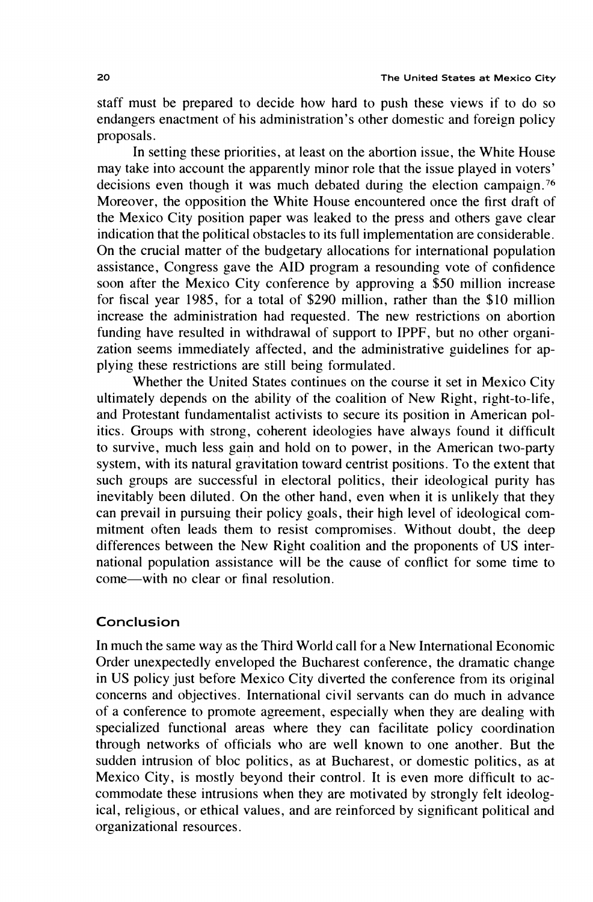staff must be prepared to decide how hard to push these views if to do so endangers enactment of his administration's other domestic and foreign policy proposals.

In setting these priorities, at least on the abortion issue, the White House may take into account the apparently minor role that the issue played in voters' decisions even though it was much debated during the election campaign.[76] Moreover, the opposition the White House encountered once the first draft of the Mexico City position paper was leaked to the press and others gave clear indication that the political obstacles to its full implementation are considerable. On the crucial matter of the budgetary allocations for international population assistance, Congress gave the AID program a resounding vote of confidence soon after the Mexico City conference by approving a $50 million increase for fiscal year 1985, for a total of $290 million, rather than the $10 million increase the administration had requested. The new restrictions on abortion funding have resulted in withdrawal of support to IPPF, but no other organization seems immediately affected, and the administrative guidelines for applying these restrictions are still being formulated.

Whether the United States continues on the course it set in Mexico City ultimately depends on the ability of the coalition of New Right, right-to-life, and Protestant fundamentalist activists to secure its position in American politics. Groups with strong, coherent ideologies have always found it difficult to survive, much less gain and hold on to power, in the American two-party system, with its natural gravitation toward centrist positions. To the extent that such groups are successful in electoral politics, their ideological purity has inevitably been diluted. On the other hand, even when it is unlikely that they can prevail in pursuing their policy goals, their high level of ideological commitment often leads them to resist compromises. Without doubt, the deep differences between the New Right coalition and the proponents of US international population assistance will be the cause of conflict for some time to come—with no clear or final resolution.

## Conclusion

In much the same way as the Third World call for a New International Economic Order unexpectedly enveloped the Bucharest conference, the dramatic change in US policy just before Mexico City diverted the conference from its original concerns and objectives. International civil servants can do much in advance of a conference to promote agreement, especially when they are dealing with specialized functional areas where they can facilitate policy coordination through networks of officials who are well known to one another. But the sudden intrusion of bloc politics, as at Bucharest, or domestic politics, as at Mexico City, is mostly beyond their control. It is even more difficult to accommodate these intrusions when they are motivated by strongly felt ideological, religious, or ethical values, and are reinforced by significant political and organizational resources.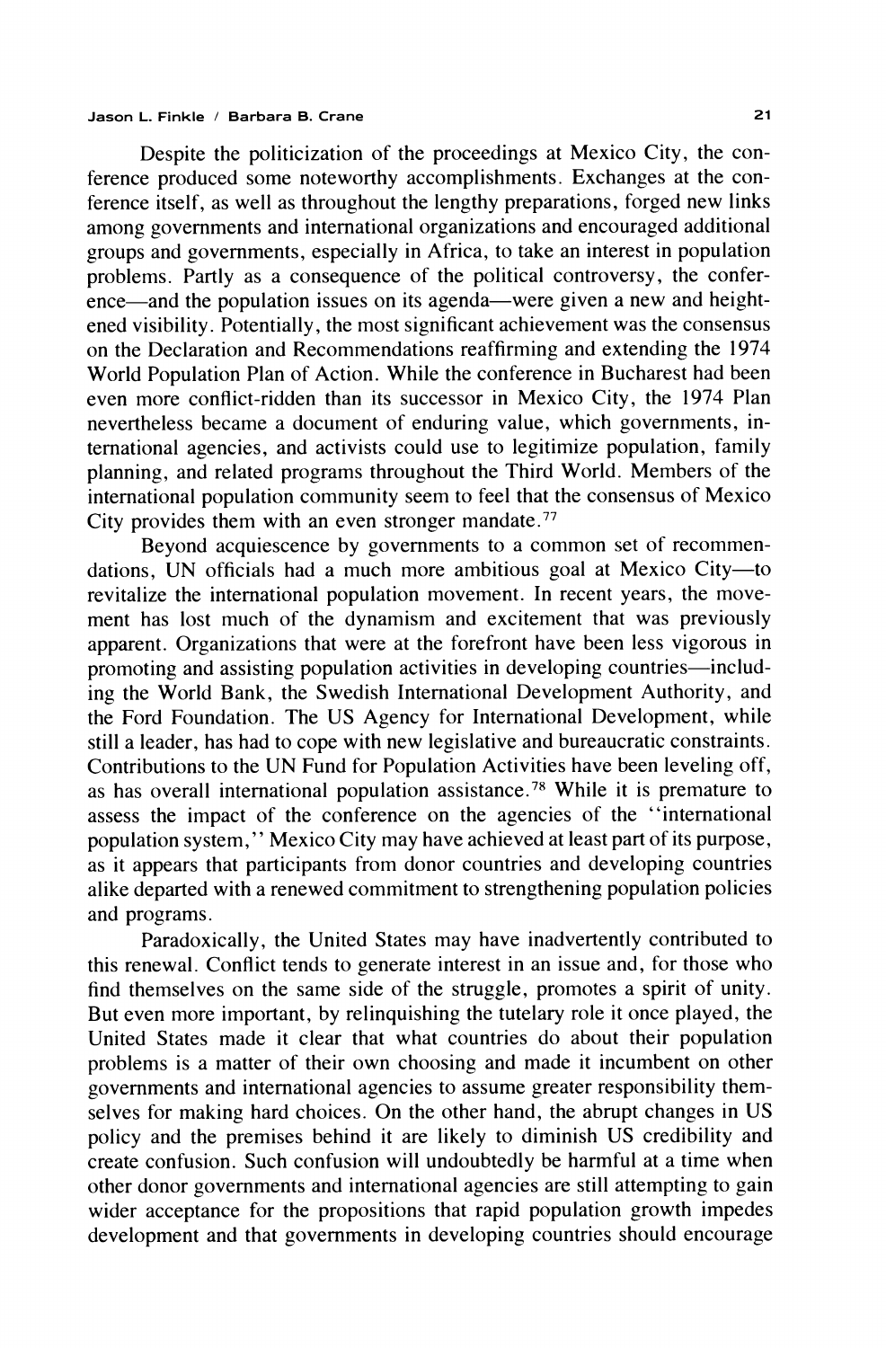Despite the politicization of the proceedings at Mexico City, the conference produced some noteworthy accomplishments. Exchanges at the conference itself, as well as throughout the lengthy preparations, forged new links among governments and international organizations and encouraged additional groups and governments, especially in Africa, to take an interest in population problems. Partly as a consequence of the political controversy, the conference—and the population issues on its agenda—were given a new and heightened visibility. Potentially, the most significant achievement was the consensus on the Declaration and Recommendations reaffirming and extending the 1974 World Population Plan of Action. While the conference in Bucharest had been even more conflict-ridden than its successor in Mexico City, the 1974 Plan nevertheless became a document of enduring value, which governments, international agencies, and activists could use to legitimize population, family planning, and related programs throughout the Third World. Members of the international population community seem to feel that the consensus of Mexico City provides them with an even stronger mandate.[77]

Beyond acquiescence by governments to a common set of recommendations, UN officials had a much more ambitious goal at Mexico City—to revitalize the international population movement. In recent years, the movement has lost much of the dynamism and excitement that was previously apparent. Organizations that were at the forefront have been less vigorous in promoting and assisting population activities in developing countries—including the World Bank, the Swedish International Development Authority, and the Ford Foundation. The US Agency for International Development, while still a leader, has had to cope with new legislative and bureaucratic constraints. Contributions to the UN Fund for Population Activities have been leveling off, as has overall international population assistance.[78] While it is premature to assess the impact of the conference on the agencies of the "international population system," Mexico City may have achieved at least part of its purpose, as it appears that participants from donor countries and developing countries alike departed with a renewed commitment to strengthening population policies and programs.

Paradoxically, the United States may have inadvertently contributed to this renewal. Conflict tends to generate interest in an issue and, for those who find themselves on the same side of the struggle, promotes a spirit of unity. But even more important, by relinquishing the tutelary role it once played, the United States made it clear that what countries do about their population problems is a matter of their own choosing and made it incumbent on other governments and international agencies to assume greater responsibility themselves for making hard choices. On the other hand, the abrupt changes in US policy and the premises behind it are likely to diminish US credibility and create confusion. Such confusion will undoubtedly be harmful at a time when other donor governments and international agencies are still attempting to gain wider acceptance for the propositions that rapid population growth impedes development and that governments in developing countries should encourage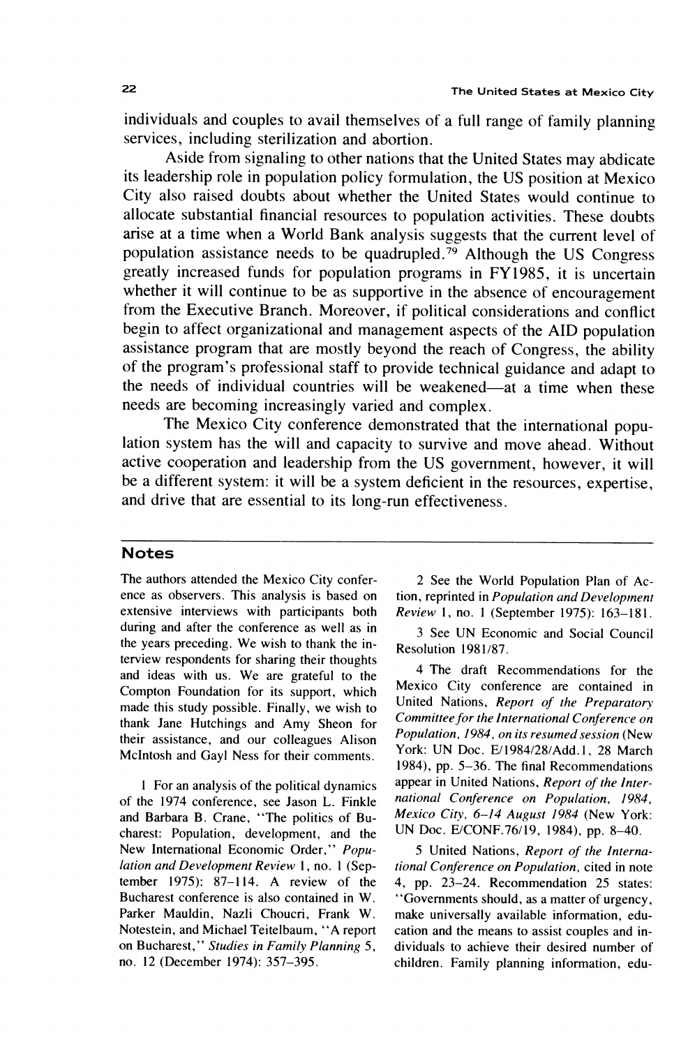individuals and couples to avail themselves of a full range of family planning services, including sterilization and abortion.

Aside from signaling to other nations that the United States may abdicate its leadership role in population policy formulation, the US position at Mexico City also raised doubts about whether the United States would continue to allocate substantial financial resources to population activities. These doubts arise at a time when a World Bank analysis suggests that the current level of population assistance needs to be quadrupled.[79] Although the US Congress greatly increased funds for population programs in FY1985, it is uncertain whether it will continue to be as supportive in the absence of encouragement from the Executive Branch. Moreover, if political considerations and conflict begin to affect organizational and management aspects of the AID population assistance program that are mostly beyond the reach of Congress, the ability of the program's professional staff to provide technical guidance and adapt to the needs of individual countries will be weakened—at a time when these needs are becoming increasingly varied and complex.

The Mexico City conference demonstrated that the international population system has the will and capacity to survive and move ahead. Without active cooperation and leadership from the US government, however, it will be a different system: it will be a system deficient in the resources, expertise, and drive that are essential to its long-run effectiveness.

## Notes

The authors attended the Mexico City conference as observers. This analysis is based on extensive interviews with participants both during and after the conference as well as in the years preceding. We wish to thank the interview respondents for sharing their thoughts and ideas with us. We are grateful to the Compton Foundation for its support, which made this study possible. Finally, we wish to thank Jane Hutchings and Amy Sheon for their assistance, and our colleagues Alison McIntosh and Gayl Ness for their comments.

1 For an analysis of the political dynamics of the 1974 conference, see Jason L. Finkle and Barbara B. Crane, "The politics of Bucharest: Population, development, and the New International Economic Order," *Population and Development Review* 1, no. 1 (September 1975): 87–114. A review of the Bucharest conference is also contained in W. Parker Mauldin, Nazli Choucri, Frank W. Notestein, and Michael Teitelbaum, "A report on Bucharest," *Studies in Family Planning* 5, no. 12 (December 1974): 357–395.

2 See the World Population Plan of Action, reprinted in *Population and Development Review* 1, no. 1 (September 1975): 163–181.

3 See UN Economic and Social Council Resolution 1981/87.

4 The draft Recommendations for the Mexico City conference are contained in United Nations, *Report of the Preparatory Committee for the International Conference on Population, 1984, on its resumed session* (New York: UN Doc. E/1984/28/Add.1, 28 March 1984), pp. 5–36. The final Recommendations appear in United Nations, *Report of the International Conference on Population, 1984, Mexico City, 6–14 August 1984* (New York: UN Doc. E/CONF.76/19, 1984), pp. 8–40.

5 United Nations, *Report of the International Conference on Population*, cited in note 4, pp. 23–24. Recommendation 25 states: "Governments should, as a matter of urgency, make universally available information, education and the means to assist couples and individuals to achieve their desired number of children. Family planning information, edu-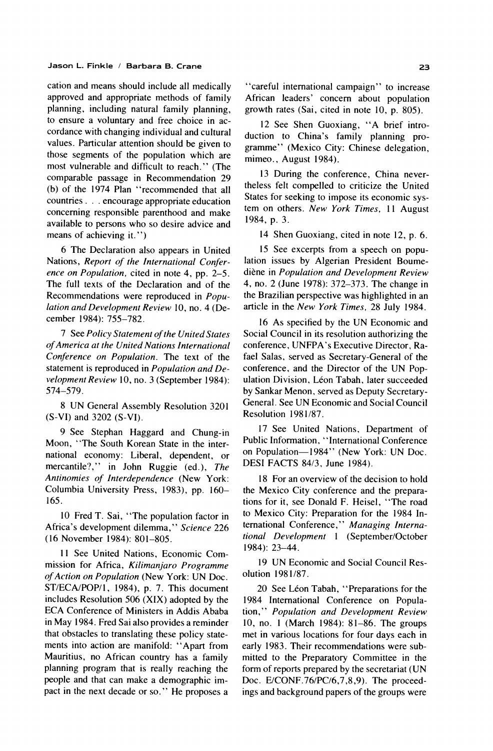cation and means should include all medically approved and appropriate methods of family planning, including natural family planning, to ensure a voluntary and free choice in accordance with changing individual and cultural values. Particular attention should be given to those segments of the population which are most vulnerable and difficult to reach." (The comparable passage in Recommendation 29 (b) of the 1974 Plan "recommended that all countries . . . encourage appropriate education concerning responsible parenthood and make available to persons who so desire advice and means of achieving it.")

6 The Declaration also appears in United Nations, *Report of the International Conference on Population,* cited in note 4, pp. 2–5. The full texts of the Declaration and of the Recommendations were reproduced in *Population and Development Review* 10, no. 4 (December 1984): 755–782.

7 See *Policy Statement of the United States of America at the United Nations International Conference on Population.* The text of the statement is reproduced in *Population and Development Review* 10, no. 3 (September 1984): 574–579.

8 UN General Assembly Resolution 3201 (S-VI) and 3202 (S-VI).

9 See Stephan Haggard and Chung-in Moon, "The South Korean State in the international economy: Liberal, dependent, or mercantile?," in John Ruggie (ed.), *The Antinomies of Interdependence* (New York: Columbia University Press, 1983), pp. 160–165.

10 Fred T. Sai, "The population factor in Africa's development dilemma," *Science* 226 (16 November 1984): 801–805.

11 See United Nations, Economic Commission for Africa, *Kilimanjaro Programme of Action on Population* (New York: UN Doc. ST/ECA/POP/1, 1984), p. 7. This document includes Resolution 506 (XIX) adopted by the ECA Conference of Ministers in Addis Ababa in May 1984. Fred Sai also provides a reminder that obstacles to translating these policy statements into action are manifold: "Apart from Mauritius, no African country has a family planning program that is really reaching the people and that can make a demographic impact in the next decade or so." He proposes a "careful international campaign" to increase African leaders' concern about population growth rates (Sai, cited in note 10, p. 805).

12 See Shen Guoxiang, "A brief introduction to China's family planning programme" (Mexico City: Chinese delegation, mimeo., August 1984).

13 During the conference, China nevertheless felt compelled to criticize the United States for seeking to impose its economic system on others. *New York Times,* 11 August 1984, p. 3.

14 Shen Guoxiang, cited in note 12, p. 6.

15 See excerpts from a speech on population issues by Algerian President Boumediène in *Population and Development Review* 4, no. 2 (June 1978): 372–373. The change in the Brazilian perspective was highlighted in an article in the *New York Times,* 28 July 1984.

16 As specified by the UN Economic and Social Council in its resolution authorizing the conference, UNFPA's Executive Director, Rafael Salas, served as Secretary-General of the conference, and the Director of the UN Population Division, Léon Tabah, later succeeded by Sankar Menon, served as Deputy Secretary-General. See UN Economic and Social Council Resolution 1981/87.

17 See United Nations, Department of Public Information, "International Conference on Population—1984" (New York: UN Doc. DESI FACTS 84/3, June 1984).

18 For an overview of the decision to hold the Mexico City conference and the preparations for it, see Donald F. Heisel, "The road to Mexico City: Preparation for the 1984 International Conference," *Managing International Development* 1 (September/October 1984): 23–44.

19 UN Economic and Social Council Resolution 1981/87.

20 See Léon Tabah, "Preparations for the 1984 International Conference on Population," *Population and Development Review* 10, no. 1 (March 1984): 81–86. The groups met in various locations for four days each in early 1983. Their recommendations were submitted to the Preparatory Committee in the form of reports prepared by the secretariat (UN Doc. E/CONF.76/PC/6,7,8,9). The proceedings and background papers of the groups were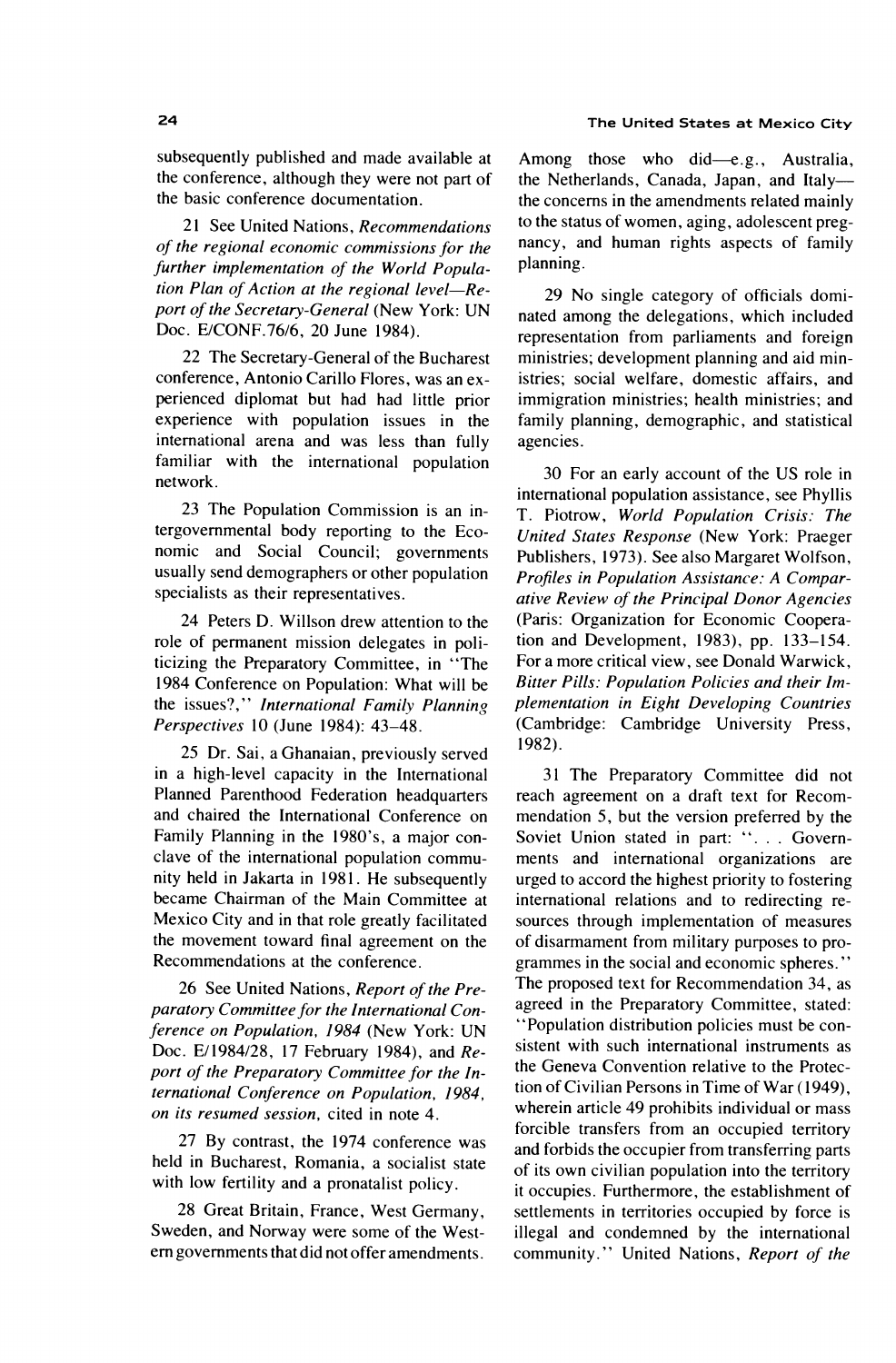subsequently published and made available at the conference, although they were not part of the basic conference documentation.

21 See United Nations, *Recommendations of the regional economic commissions for the further implementation of the World Population Plan of Action at the regional level—Report of the Secretary-General* (New York: UN Doc. E/CONF.76/6, 20 June 1984).

22 The Secretary-General of the Bucharest conference, Antonio Carillo Flores, was an experienced diplomat but had had little prior experience with population issues in the international arena and was less than fully familiar with the international population network.

23 The Population Commission is an intergovernmental body reporting to the Economic and Social Council; governments usually send demographers or other population specialists as their representatives.

24 Peters D. Willson drew attention to the role of permanent mission delegates in politicizing the Preparatory Committee, in "The 1984 Conference on Population: What will be the issues?," *International Family Planning Perspectives* 10 (June 1984): 43–48.

25 Dr. Sai, a Ghanaian, previously served in a high-level capacity in the International Planned Parenthood Federation headquarters and chaired the International Conference on Family Planning in the 1980's, a major conclave of the international population community held in Jakarta in 1981. He subsequently became Chairman of the Main Committee at Mexico City and in that role greatly facilitated the movement toward final agreement on the Recommendations at the conference.

26 See United Nations, *Report of the Preparatory Committee for the International Conference on Population, 1984* (New York: UN Doc. E/1984/28, 17 February 1984), and *Report of the Preparatory Committee for the International Conference on Population, 1984, on its resumed session,* cited in note 4.

27 By contrast, the 1974 conference was held in Bucharest, Romania, a socialist state with low fertility and a pronatalist policy.

28 Great Britain, France, West Germany, Sweden, and Norway were some of the Western governments that did not offer amendments. Among those who did—e.g., Australia, the Netherlands, Canada, Japan, and Italy—the concerns in the amendments related mainly to the status of women, aging, adolescent pregnancy, and human rights aspects of family planning.

29 No single category of officials dominated among the delegations, which included representation from parliaments and foreign ministries; development planning and aid ministries; social welfare, domestic affairs, and immigration ministries; health ministries; and family planning, demographic, and statistical agencies.

30 For an early account of the US role in international population assistance, see Phyllis T. Piotrow, *World Population Crisis: The United States Response* (New York: Praeger Publishers, 1973). See also Margaret Wolfson, *Profiles in Population Assistance: A Comparative Review of the Principal Donor Agencies* (Paris: Organization for Economic Cooperation and Development, 1983), pp. 133–154. For a more critical view, see Donald Warwick, *Bitter Pills: Population Policies and their Implementation in Eight Developing Countries* (Cambridge: Cambridge University Press, 1982).

31 The Preparatory Committee did not reach agreement on a draft text for Recommendation 5, but the version preferred by the Soviet Union stated in part: ". . . Governments and international organizations are urged to accord the highest priority to fostering international relations and to redirecting resources through implementation of measures of disarmament from military purposes to programmes in the social and economic spheres." The proposed text for Recommendation 34, as agreed in the Preparatory Committee, stated: "Population distribution policies must be consistent with such international instruments as the Geneva Convention relative to the Protection of Civilian Persons in Time of War (1949), wherein article 49 prohibits individual or mass forcible transfers from an occupied territory and forbids the occupier from transferring parts of its own civilian population into the territory it occupies. Furthermore, the establishment of settlements in territories occupied by force is illegal and condemned by the international community." United Nations, *Report of the*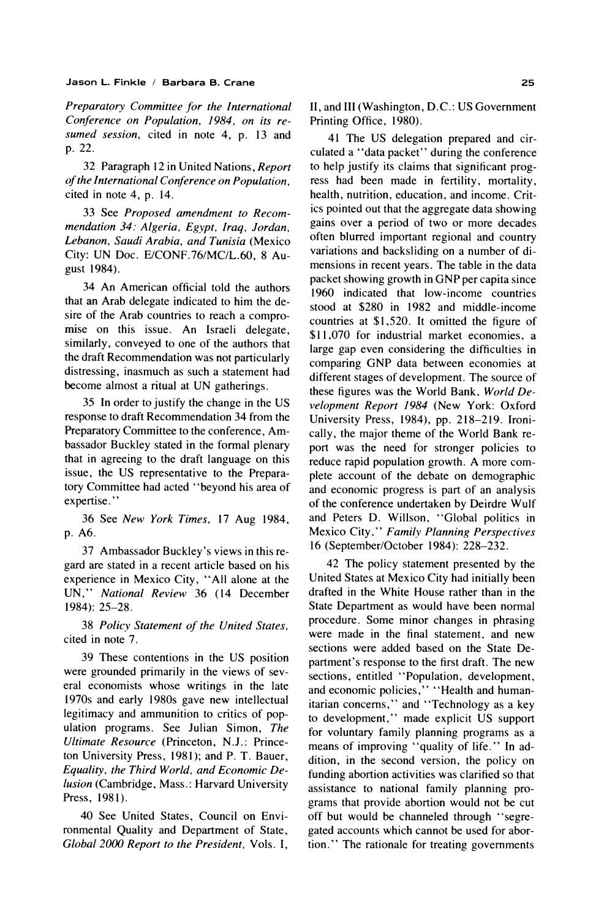*Preparatory Committee for the International Conference on Population, 1984, on its resumed session*, cited in note 4, p. 13 and p. 22.

32 Paragraph 12 in United Nations, *Report of the International Conference on Population*, cited in note 4, p. 14.

33 See *Proposed amendment to Recommendation 34: Algeria, Egypt, Iraq, Jordan, Lebanon, Saudi Arabia, and Tunisia* (Mexico City: UN Doc. E/CONF.76/MC/L.60, 8 August 1984).

34 An American official told the authors that an Arab delegate indicated to him the desire of the Arab countries to reach a compromise on this issue. An Israeli delegate, similarly, conveyed to one of the authors that the draft Recommendation was not particularly distressing, inasmuch as such a statement had become almost a ritual at UN gatherings.

35 In order to justify the change in the US response to draft Recommendation 34 from the Preparatory Committee to the conference, Ambassador Buckley stated in the formal plenary that in agreeing to the draft language on this issue, the US representative to the Preparatory Committee had acted "beyond his area of expertise."

36 See *New York Times*, 17 Aug 1984, p. A6.

37 Ambassador Buckley's views in this regard are stated in a recent article based on his experience in Mexico City, "All alone at the UN," *National Review* 36 (14 December 1984): 25–28.

38 *Policy Statement of the United States*, cited in note 7.

39 These contentions in the US position were grounded primarily in the views of several economists whose writings in the late 1970s and early 1980s gave new intellectual legitimacy and ammunition to critics of population programs. See Julian Simon, *The Ultimate Resource* (Princeton, N.J.: Princeton University Press, 1981); and P. T. Bauer, *Equality, the Third World, and Economic Delusion* (Cambridge, Mass.: Harvard University Press, 1981).

40 See United States, Council on Environmental Quality and Department of State, *Global 2000 Report to the President*, Vols. I, II, and III (Washington, D.C.: US Government Printing Office, 1980).

41 The US delegation prepared and circulated a "data packet" during the conference to help justify its claims that significant progress had been made in fertility, mortality, health, nutrition, education, and income. Critics pointed out that the aggregate data showing gains over a period of two or more decades often blurred important regional and country variations and backsliding on a number of dimensions in recent years. The table in the data packet showing growth in GNP per capita since 1960 indicated that low-income countries stood at $280 in 1982 and middle-income countries at $1,520. It omitted the figure of $11,070 for industrial market economies, a large gap even considering the difficulties in comparing GNP data between economies at different stages of development. The source of these figures was the World Bank, *World Development Report 1984* (New York: Oxford University Press, 1984), pp. 218–219. Ironically, the major theme of the World Bank report was the need for stronger policies to reduce rapid population growth. A more complete account of the debate on demographic and economic progress is part of an analysis of the conference undertaken by Deirdre Wulf and Peters D. Willson, "Global politics in Mexico City," *Family Planning Perspectives* 16 (September/October 1984): 228–232.

42 The policy statement presented by the United States at Mexico City had initially been drafted in the White House rather than in the State Department as would have been normal procedure. Some minor changes in phrasing were made in the final statement, and new sections were added based on the State Department's response to the first draft. The new sections, entitled "Population, development, and economic policies," "Health and humanitarian concerns," and "Technology as a key to development," made explicit US support for voluntary family planning programs as a means of improving "quality of life." In addition, in the second version, the policy on funding abortion activities was clarified so that assistance to national family planning programs that provide abortion would not be cut off but would be channeled through "segregated accounts which cannot be used for abortion." The rationale for treating governments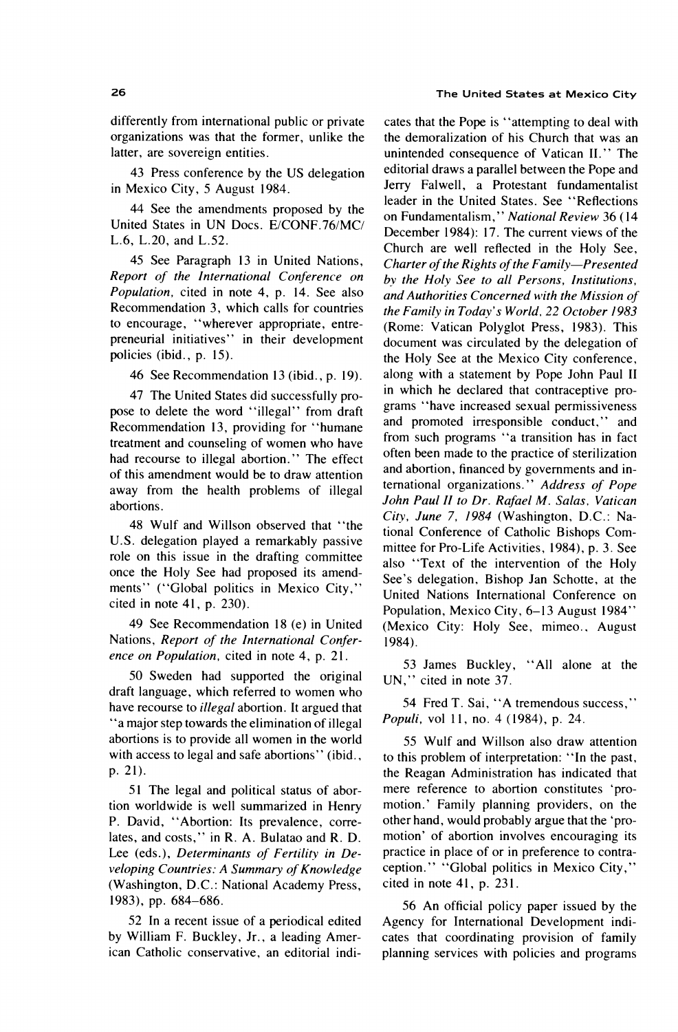differently from international public or private organizations was that the former, unlike the latter, are sovereign entities.

43 Press conference by the US delegation in Mexico City, 5 August 1984.

44 See the amendments proposed by the United States in UN Docs. E/CONF.76/MC/L.6, L.20, and L.52.

45 See Paragraph 13 in United Nations, *Report of the International Conference on Population,* cited in note 4, p. 14. See also Recommendation 3, which calls for countries to encourage, "wherever appropriate, entrepreneurial initiatives" in their development policies (ibid., p. 15).

46 See Recommendation 13 (ibid., p. 19).

47 The United States did successfully propose to delete the word "illegal" from draft Recommendation 13, providing for "humane treatment and counseling of women who have had recourse to illegal abortion." The effect of this amendment would be to draw attention away from the health problems of illegal abortions.

48 Wulf and Willson observed that "the U.S. delegation played a remarkably passive role on this issue in the drafting committee once the Holy See had proposed its amendments" ("Global politics in Mexico City," cited in note 41, p. 230).

49 See Recommendation 18 (e) in United Nations, *Report of the International Conference on Population,* cited in note 4, p. 21.

50 Sweden had supported the original draft language, which referred to women who have recourse to *illegal* abortion. It argued that "a major step towards the elimination of illegal abortions is to provide all women in the world with access to legal and safe abortions" (ibid., p. 21).

51 The legal and political status of abortion worldwide is well summarized in Henry P. David, "Abortion: Its prevalence, correlates, and costs," in R. A. Bulatao and R. D. Lee (eds.), *Determinants of Fertility in Developing Countries: A Summary of Knowledge* (Washington, D.C.: National Academy Press, 1983), pp. 684–686.

52 In a recent issue of a periodical edited by William F. Buckley, Jr., a leading American Catholic conservative, an editorial indicates that the Pope is "attempting to deal with the demoralization of his Church that was an unintended consequence of Vatican II." The editorial draws a parallel between the Pope and Jerry Falwell, a Protestant fundamentalist leader in the United States. See "Reflections on Fundamentalism," *National Review* 36 (14 December 1984): 17. The current views of the Church are well reflected in the Holy See, *Charter of the Rights of the Family—Presented by the Holy See to all Persons, Institutions, and Authorities Concerned with the Mission of the Family in Today's World, 22 October 1983* (Rome: Vatican Polyglot Press, 1983). This document was circulated by the delegation of the Holy See at the Mexico City conference, along with a statement by Pope John Paul II in which he declared that contraceptive programs "have increased sexual permissiveness and promoted irresponsible conduct," and from such programs "a transition has in fact often been made to the practice of sterilization and abortion, financed by governments and international organizations." *Address of Pope John Paul II to Dr. Rafael M. Salas, Vatican City, June 7, 1984* (Washington, D.C.: National Conference of Catholic Bishops Committee for Pro-Life Activities, 1984), p. 3. See also "Text of the intervention of the Holy See's delegation, Bishop Jan Schotte, at the United Nations International Conference on Population, Mexico City, 6–13 August 1984" (Mexico City: Holy See, mimeo., August 1984).

53 James Buckley, "All alone at the UN," cited in note 37.

54 Fred T. Sai, "A tremendous success," *Populi,* vol 11, no. 4 (1984), p. 24.

55 Wulf and Willson also draw attention to this problem of interpretation: "In the past, the Reagan Administration has indicated that mere reference to abortion constitutes 'promotion.' Family planning providers, on the other hand, would probably argue that the 'promotion' of abortion involves encouraging its practice in place of or in preference to contraception." "Global politics in Mexico City," cited in note 41, p. 231.

56 An official policy paper issued by the Agency for International Development indicates that coordinating provision of family planning services with policies and programs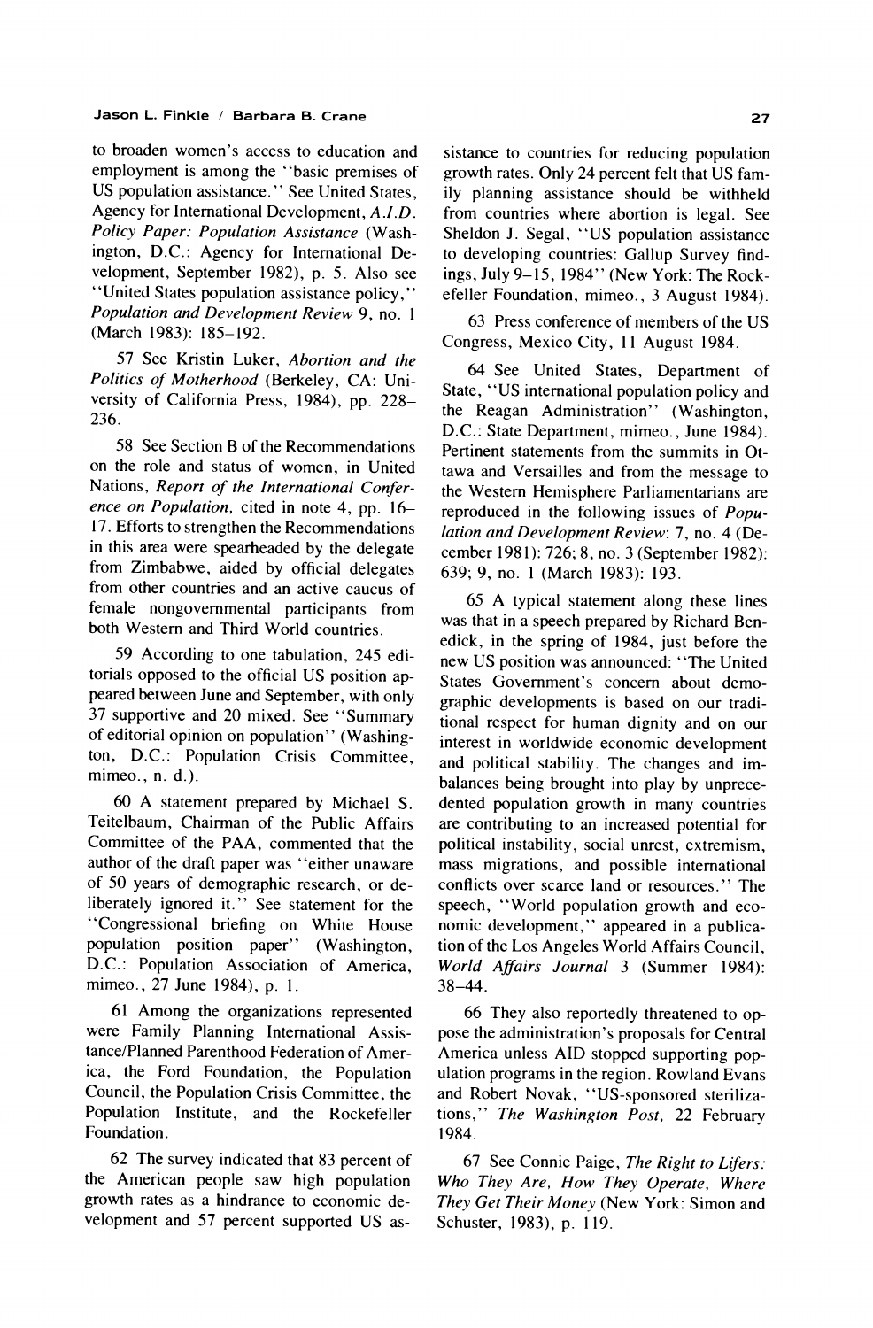to broaden women's access to education and employment is among the "basic premises of US population assistance." See United States, Agency for International Development, *A.I.D. Policy Paper: Population Assistance* (Washington, D.C.: Agency for International Development, September 1982), p. 5. Also see "United States population assistance policy," *Population and Development Review* 9, no. 1 (March 1983): 185–192.

57 See Kristin Luker, *Abortion and the Politics of Motherhood* (Berkeley, CA: University of California Press, 1984), pp. 228–236.

58 See Section B of the Recommendations on the role and status of women, in United Nations, *Report of the International Conference on Population*, cited in note 4, pp. 16–17. Efforts to strengthen the Recommendations in this area were spearheaded by the delegate from Zimbabwe, aided by official delegates from other countries and an active caucus of female nongovernmental participants from both Western and Third World countries.

59 According to one tabulation, 245 editorials opposed to the official US position appeared between June and September, with only 37 supportive and 20 mixed. See "Summary of editorial opinion on population" (Washington, D.C.: Population Crisis Committee, mimeo., n. d.).

60 A statement prepared by Michael S. Teitelbaum, Chairman of the Public Affairs Committee of the PAA, commented that the author of the draft paper was "either unaware of 50 years of demographic research, or deliberately ignored it." See statement for the "Congressional briefing on White House population position paper" (Washington, D.C.: Population Association of America, mimeo., 27 June 1984), p. 1.

61 Among the organizations represented were Family Planning International Assistance/Planned Parenthood Federation of America, the Ford Foundation, the Population Council, the Population Crisis Committee, the Population Institute, and the Rockefeller Foundation.

62 The survey indicated that 83 percent of the American people saw high population growth rates as a hindrance to economic development and 57 percent supported US assistance to countries for reducing population growth rates. Only 24 percent felt that US family planning assistance should be withheld from countries where abortion is legal. See Sheldon J. Segal, "US population assistance to developing countries: Gallup Survey findings, July 9–15, 1984" (New York: The Rockefeller Foundation, mimeo., 3 August 1984).

63 Press conference of members of the US Congress, Mexico City, 11 August 1984.

64 See United States, Department of State, "US international population policy and the Reagan Administration" (Washington, D.C.: State Department, mimeo., June 1984). Pertinent statements from the summits in Ottawa and Versailles and from the message to the Western Hemisphere Parliamentarians are reproduced in the following issues of *Population and Development Review*: 7, no. 4 (December 1981): 726; 8, no. 3 (September 1982): 639; 9, no. 1 (March 1983): 193.

65 A typical statement along these lines was that in a speech prepared by Richard Benedick, in the spring of 1984, just before the new US position was announced: "The United States Government's concern about demographic developments is based on our traditional respect for human dignity and on our interest in worldwide economic development and political stability. The changes and imbalances being brought into play by unprecedented population growth in many countries are contributing to an increased potential for political instability, social unrest, extremism, mass migrations, and possible international conflicts over scarce land or resources." The speech, "World population growth and economic development," appeared in a publication of the Los Angeles World Affairs Council, *World Affairs Journal* 3 (Summer 1984): 38–44.

66 They also reportedly threatened to oppose the administration's proposals for Central America unless AID stopped supporting population programs in the region. Rowland Evans and Robert Novak, "US-sponsored sterilizations," *The Washington Post*, 22 February 1984.

67 See Connie Paige, *The Right to Lifers: Who They Are, How They Operate, Where They Get Their Money* (New York: Simon and Schuster, 1983), p. 119.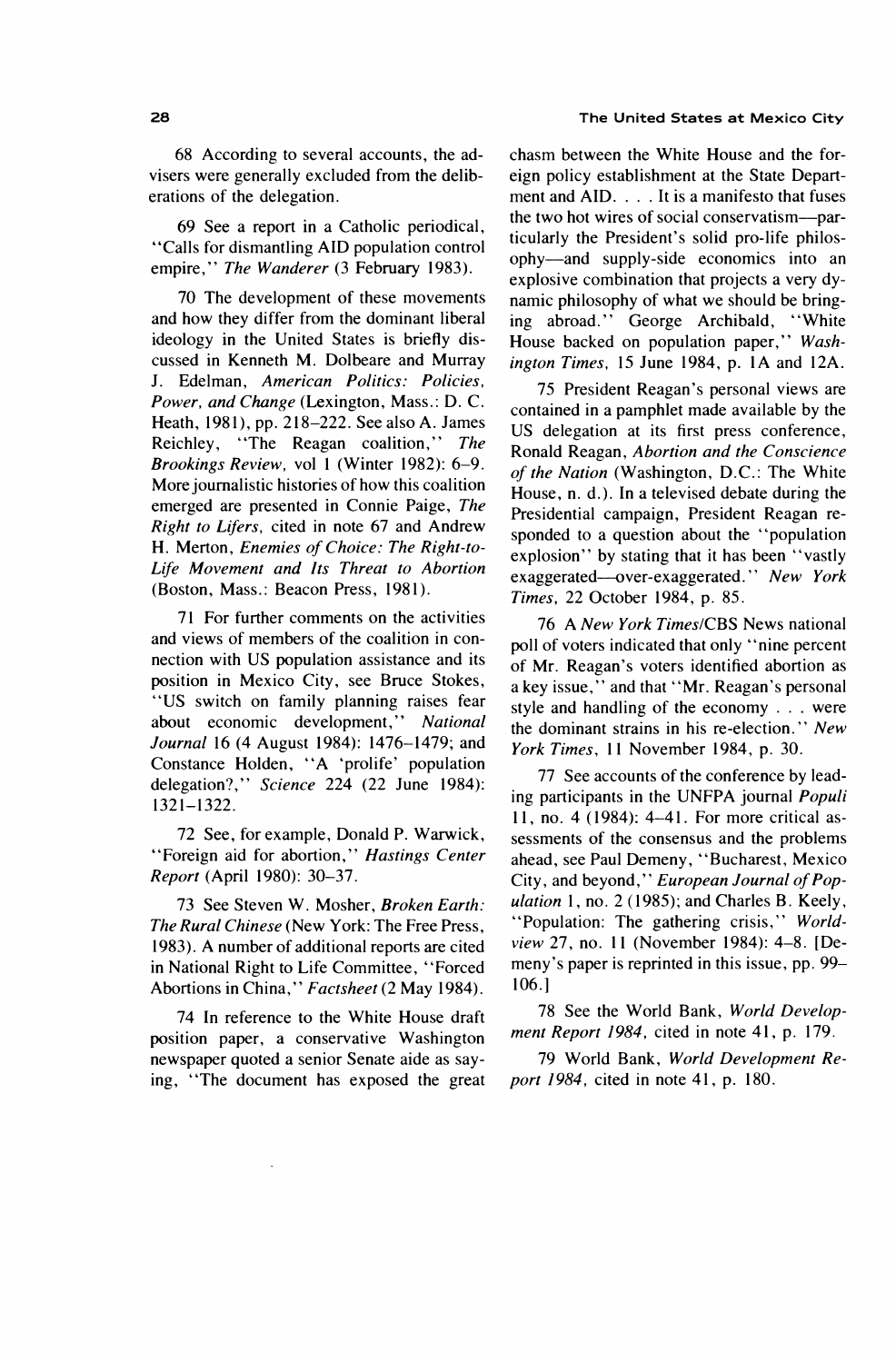68 According to several accounts, the advisers were generally excluded from the deliberations of the delegation.

69 See a report in a Catholic periodical, "Calls for dismantling AID population control empire," *The Wanderer* (3 February 1983).

70 The development of these movements and how they differ from the dominant liberal ideology in the United States is briefly discussed in Kenneth M. Dolbeare and Murray J. Edelman, *American Politics: Policies, Power, and Change* (Lexington, Mass.: D. C. Heath, 1981), pp. 218–222. See also A. James Reichley, "The Reagan coalition," *The Brookings Review*, vol 1 (Winter 1982): 6–9. More journalistic histories of how this coalition emerged are presented in Connie Paige, *The Right to Lifers*, cited in note 67 and Andrew H. Merton, *Enemies of Choice: The Right-to-Life Movement and Its Threat to Abortion* (Boston, Mass.: Beacon Press, 1981).

71 For further comments on the activities and views of members of the coalition in connection with US population assistance and its position in Mexico City, see Bruce Stokes, "US switch on family planning raises fear about economic development," *National Journal* 16 (4 August 1984): 1476–1479; and Constance Holden, "A 'prolife' population delegation?," *Science* 224 (22 June 1984): 1321–1322.

72 See, for example, Donald P. Warwick, "Foreign aid for abortion," *Hastings Center Report* (April 1980): 30–37.

73 See Steven W. Mosher, *Broken Earth: The Rural Chinese* (New York: The Free Press, 1983). A number of additional reports are cited in National Right to Life Committee, "Forced Abortions in China," *Factsheet* (2 May 1984).

74 In reference to the White House draft position paper, a conservative Washington newspaper quoted a senior Senate aide as saying, "The document has exposed the great chasm between the White House and the foreign policy establishment at the State Department and AID. . . . It is a manifesto that fuses the two hot wires of social conservatism—particularly the President's solid pro-life philosophy—and supply-side economics into an explosive combination that projects a very dynamic philosophy of what we should be bringing abroad." George Archibald, "White House backed on population paper," *Washington Times*, 15 June 1984, p. 1A and 12A.

75 President Reagan's personal views are contained in a pamphlet made available by the US delegation at its first press conference, Ronald Reagan, *Abortion and the Conscience of the Nation* (Washington, D.C.: The White House, n. d.). In a televised debate during the Presidential campaign, President Reagan responded to a question about the "population explosion" by stating that it has been "vastly exaggerated—over-exaggerated." *New York Times*, 22 October 1984, p. 85.

76 A *New York Times*/CBS News national poll of voters indicated that only "nine percent of Mr. Reagan's voters identified abortion as a key issue," and that "Mr. Reagan's personal style and handling of the economy . . . were the dominant strains in his re-election." *New York Times*, 11 November 1984, p. 30.

77 See accounts of the conference by leading participants in the UNFPA journal *Populi* 11, no. 4 (1984): 4–41. For more critical assessments of the consensus and the problems ahead, see Paul Demeny, "Bucharest, Mexico City, and beyond," *European Journal of Population* 1, no. 2 (1985); and Charles B. Keely, "Population: The gathering crisis," *Worldview* 27, no. 11 (November 1984): 4–8. [Demeny's paper is reprinted in this issue, pp. 99–106.]

78 See the World Bank, *World Development Report 1984*, cited in note 41, p. 179.

79 World Bank, *World Development Report 1984*, cited in note 41, p. 180.